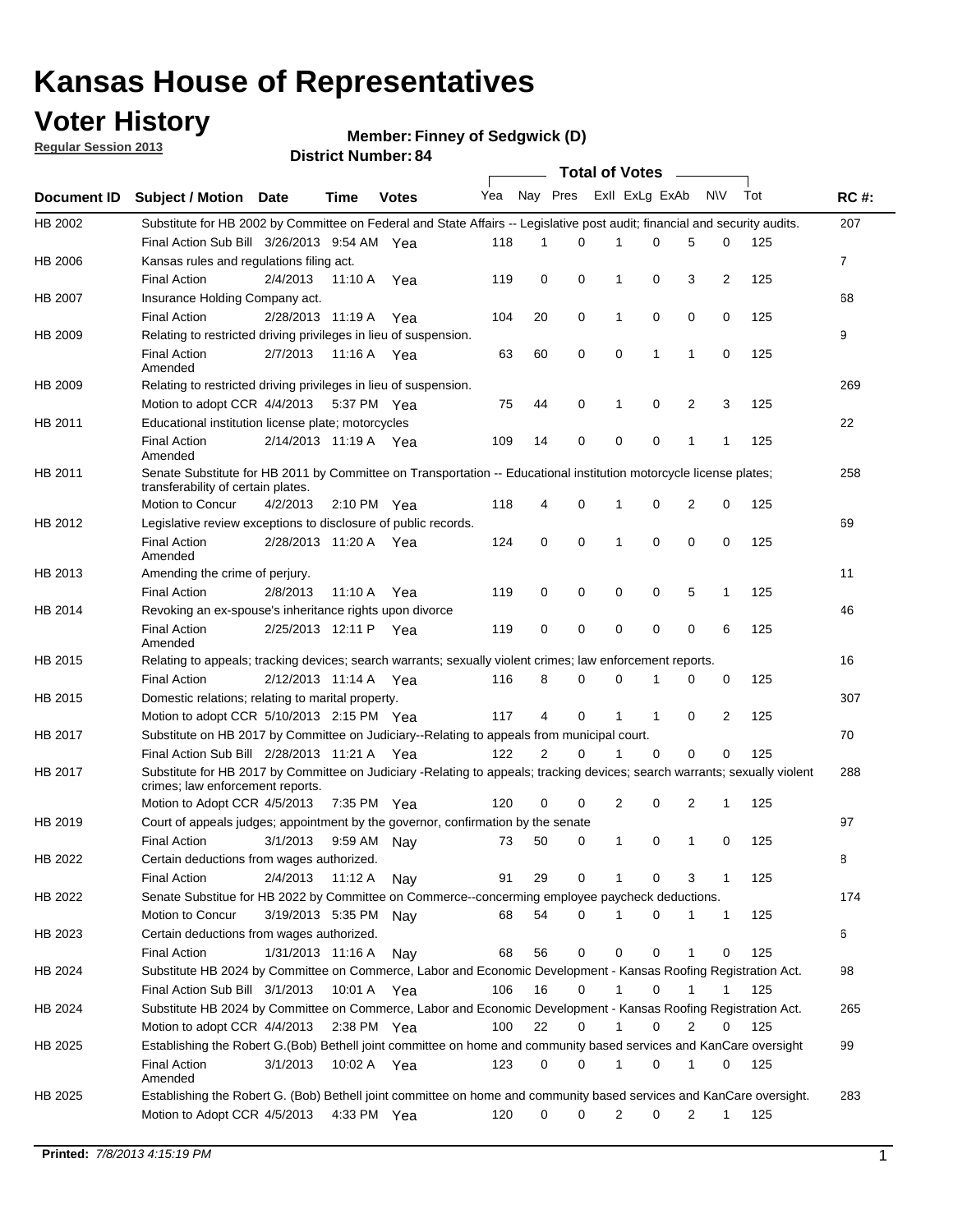# Kansas House of Representatives

## Voter History

**Regular Session 2013**

**Member: Finney of Sedgwick (D)**

**District Number: 84**

| Document ID | Subject / Motion | Date | Time | Votes | Yea | Nay | Pres | ExII | ExLg | ExAb | N\V | Tot | RC #: |
|---|---|---|---|---|---|---|---|---|---|---|---|---|---|
| HB 2002 | Substitute for HB 2002 by Committee on Federal and State Affairs -- Legislative post audit; financial and security audits. | | | | | | | | | | | | 207 |
| | Final Action Sub Bill | 3/26/2013 | 9:54 AM | Yea | 118 | 1 | 0 | 1 | 0 | 5 | 0 | 125 | |
| HB 2006 | Kansas rules and regulations filing act. | | | | | | | | | | | | 7 |
| | Final Action | 2/4/2013 | 11:10 A | Yea | 119 | 0 | 0 | 1 | 0 | 3 | 2 | 125 | |
| HB 2007 | Insurance Holding Company act. | | | | | | | | | | | | 68 |
| | Final Action | 2/28/2013 | 11:19 A | Yea | 104 | 20 | 0 | 1 | 0 | 0 | 0 | 125 | |
| HB 2009 | Relating to restricted driving privileges in lieu of suspension. | | | | | | | | | | | | 9 |
| | Final Action Amended | 2/7/2013 | 11:16 A | Yea | 63 | 60 | 0 | 0 | 1 | 1 | 0 | 125 | |
| HB 2009 | Relating to restricted driving privileges in lieu of suspension. | | | | | | | | | | | | 269 |
| | Motion to adopt CCR | 4/4/2013 | 5:37 PM | Yea | 75 | 44 | 0 | 1 | 0 | 2 | 3 | 125 | |
| HB 2011 | Educational institution license plate; motorcycles | | | | | | | | | | | | 22 |
| | Final Action Amended | 2/14/2013 | 11:19 A | Yea | 109 | 14 | 0 | 0 | 0 | 1 | 1 | 125 | |
| HB 2011 | Senate Substitute for HB 2011 by Committee on Transportation -- Educational institution motorcycle license plates; transferability of certain plates. | | | | | | | | | | | | 258 |
| | Motion to Concur | 4/2/2013 | 2:10 PM | Yea | 118 | 4 | 0 | 1 | 0 | 2 | 0 | 125 | |
| HB 2012 | Legislative review exceptions to disclosure of public records. | | | | | | | | | | | | 69 |
| | Final Action Amended | 2/28/2013 | 11:20 A | Yea | 124 | 0 | 0 | 1 | 0 | 0 | 0 | 125 | |
| HB 2013 | Amending the crime of perjury. | | | | | | | | | | | | 11 |
| | Final Action | 2/8/2013 | 11:10 A | Yea | 119 | 0 | 0 | 0 | 0 | 5 | 1 | 125 | |
| HB 2014 | Revoking an ex-spouse's inheritance rights upon divorce | | | | | | | | | | | | 46 |
| | Final Action Amended | 2/25/2013 | 12:11 P | Yea | 119 | 0 | 0 | 0 | 0 | 0 | 6 | 125 | |
| HB 2015 | Relating to appeals; tracking devices; search warrants; sexually violent crimes; law enforcement reports. | | | | | | | | | | | | 16 |
| | Final Action | 2/12/2013 | 11:14 A | Yea | 116 | 8 | 0 | 0 | 1 | 0 | 0 | 125 | |
| HB 2015 | Domestic relations; relating to marital property. | | | | | | | | | | | | 307 |
| | Motion to adopt CCR | 5/10/2013 | 2:15 PM | Yea | 117 | 4 | 0 | 1 | 1 | 0 | 2 | 125 | |
| HB 2017 | Substitute on HB 2017 by Committee on Judiciary--Relating to appeals from municipal court. | | | | | | | | | | | | 70 |
| | Final Action Sub Bill | 2/28/2013 | 11:21 A | Yea | 122 | 2 | 0 | 1 | 0 | 0 | 0 | 125 | |
| HB 2017 | Substitute for HB 2017 by Committee on Judiciary -Relating to appeals; tracking devices; search warrants; sexually violent crimes; law enforcement reports. | | | | | | | | | | | | 288 |
| | Motion to Adopt CCR | 4/5/2013 | 7:35 PM | Yea | 120 | 0 | 0 | 2 | 0 | 2 | 1 | 125 | |
| HB 2019 | Court of appeals judges; appointment by the governor, confirmation by the senate | | | | | | | | | | | | 97 |
| | Final Action | 3/1/2013 | 9:59 AM | Nay | 73 | 50 | 0 | 1 | 0 | 1 | 0 | 125 | |
| HB 2022 | Certain deductions from wages authorized. | | | | | | | | | | | | 8 |
| | Final Action | 2/4/2013 | 11:12 A | Nay | 91 | 29 | 0 | 1 | 0 | 3 | 1 | 125 | |
| HB 2022 | Senate Substitue for HB 2022 by Committee on Commerce--concerning employee paycheck deductions. | | | | | | | | | | | | 174 |
| | Motion to Concur | 3/19/2013 | 5:35 PM | Nay | 68 | 54 | 0 | 1 | 0 | 1 | 1 | 125 | |
| HB 2023 | Certain deductions from wages authorized. | | | | | | | | | | | | 6 |
| | Final Action | 1/31/2013 | 11:16 A | Nay | 68 | 56 | 0 | 0 | 0 | 1 | 0 | 125 | |
| HB 2024 | Substitute HB 2024 by Committee on Commerce, Labor and Economic Development - Kansas Roofing Registration Act. | | | | | | | | | | | | 98 |
| | Final Action Sub Bill | 3/1/2013 | 10:01 A | Yea | 106 | 16 | 0 | 1 | 0 | 1 | 1 | 125 | |
| HB 2024 | Substitute HB 2024 by Committee on Commerce, Labor and Economic Development - Kansas Roofing Registration Act. | | | | | | | | | | | | 265 |
| | Motion to adopt CCR | 4/4/2013 | 2:38 PM | Yea | 100 | 22 | 0 | 1 | 0 | 2 | 0 | 125 | |
| HB 2025 | Establishing the Robert G.(Bob) Bethell joint committee on home and community based services and KanCare oversight | | | | | | | | | | | | 99 |
| | Final Action Amended | 3/1/2013 | 10:02 A | Yea | 123 | 0 | 0 | 1 | 0 | 1 | 0 | 125 | |
| HB 2025 | Establishing the Robert G. (Bob) Bethell joint committee on home and community based services and KanCare oversight. | | | | | | | | | | | | 283 |
| | Motion to Adopt CCR | 4/5/2013 | 4:33 PM | Yea | 120 | 0 | 0 | 2 | 0 | 2 | 1 | 125 | |

**Printed:** *7/8/2013 4:15:19 PM*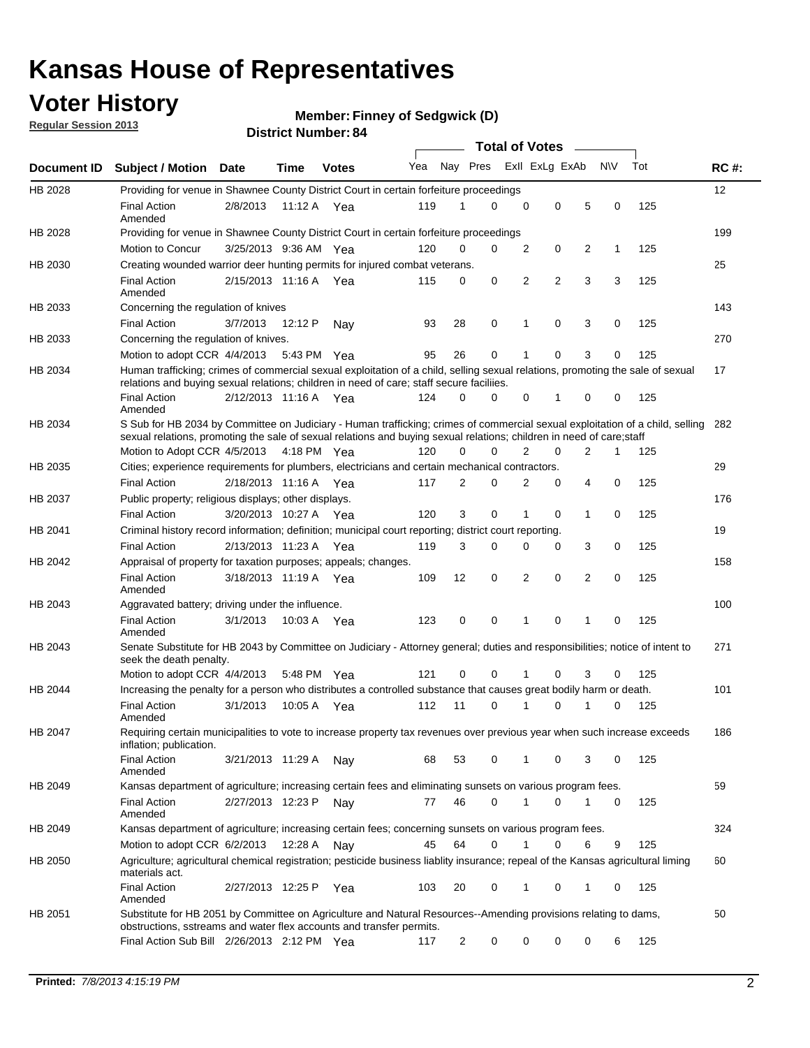# Kansas House of Representatives

## Voter History

**Regular Session 2013**

**Member: Finney of Sedgwick (D)**

**District Number: 84**

| Document ID | Subject / Motion | Date | Time | Votes | Yea | Nay | Pres | ExII | ExLg | ExAb | N\V | Tot | RC #: |
|---|---|---|---|---|---|---|---|---|---|---|---|---|---|
| HB 2028 | Providing for venue in Shawnee County District Court in certain forfeiture proceedings | | | | | | | | | | | | 12 |
| | Final Action Amended | 2/8/2013 | 11:12 A | Yea | 119 | 1 | 0 | 0 | 0 | 5 | 0 | 125 | |
| HB 2028 | Providing for venue in Shawnee County District Court in certain forfeiture proceedings | | | | | | | | | | | | 199 |
| | Motion to Concur | 3/25/2013 | 9:36 AM | Yea | 120 | 0 | 0 | 2 | 0 | 2 | 1 | 125 | |
| HB 2030 | Creating wounded warrior deer hunting permits for injured combat veterans. | | | | | | | | | | | | 25 |
| | Final Action Amended | 2/15/2013 | 11:16 A | Yea | 115 | 0 | 0 | 2 | 2 | 3 | 3 | 125 | |
| HB 2033 | Concerning the regulation of knives | | | | | | | | | | | | 143 |
| | Final Action | 3/7/2013 | 12:12 P | Nay | 93 | 28 | 0 | 1 | 0 | 3 | 0 | 125 | |
| HB 2033 | Concerning the regulation of knives. | | | | | | | | | | | | 270 |
| | Motion to adopt CCR | 4/4/2013 | 5:43 PM | Yea | 95 | 26 | 0 | 1 | 0 | 3 | 0 | 125 | |
| HB 2034 | Human trafficking; crimes of commercial sexual exploitation of a child, selling sexual relations, promoting the sale of sexual relations and buying sexual relations; children in need of care; staff secure faciliies. | | | | | | | | | | | | 17 |
| | Final Action Amended | 2/12/2013 | 11:16 A | Yea | 124 | 0 | 0 | 0 | 1 | 0 | 0 | 125 | |
| HB 2034 | S Sub for HB 2034 by Committee on Judiciary - Human trafficking; crimes of commercial sexual exploitation of a child, selling sexual relations, promoting the sale of sexual relations and buying sexual relations; children in need of care;staff | | | | | | | | | | | | 282 |
| | Motion to Adopt CCR | 4/5/2013 | 4:18 PM | Yea | 120 | 0 | 0 | 2 | 0 | 2 | 1 | 125 | |
| HB 2035 | Cities; experience requirements for plumbers, electricians and certain mechanical contractors. | | | | | | | | | | | | 29 |
| | Final Action | 2/18/2013 | 11:16 A | Yea | 117 | 2 | 0 | 2 | 0 | 4 | 0 | 125 | |
| HB 2037 | Public property; religious displays; other displays. | | | | | | | | | | | | 176 |
| | Final Action | 3/20/2013 | 10:27 A | Yea | 120 | 3 | 0 | 1 | 0 | 1 | 0 | 125 | |
| HB 2041 | Criminal history record information; definition; municipal court reporting; district court reporting. | | | | | | | | | | | | 19 |
| | Final Action | 2/13/2013 | 11:23 A | Yea | 119 | 3 | 0 | 0 | 0 | 3 | 0 | 125 | |
| HB 2042 | Appraisal of property for taxation purposes; appeals; changes. | | | | | | | | | | | | 158 |
| | Final Action Amended | 3/18/2013 | 11:19 A | Yea | 109 | 12 | 0 | 2 | 0 | 2 | 0 | 125 | |
| HB 2043 | Aggravated battery; driving under the influence. | | | | | | | | | | | | 100 |
| | Final Action Amended | 3/1/2013 | 10:03 A | Yea | 123 | 0 | 0 | 1 | 0 | 1 | 0 | 125 | |
| HB 2043 | Senate Substitute for HB 2043 by Committee on Judiciary - Attorney general; duties and responsibilities; notice of intent to seek the death penalty. | | | | | | | | | | | | 271 |
| | Motion to adopt CCR | 4/4/2013 | 5:48 PM | Yea | 121 | 0 | 0 | 1 | 0 | 3 | 0 | 125 | |
| HB 2044 | Increasing the penalty for a person who distributes a controlled substance that causes great bodily harm or death. | | | | | | | | | | | | 101 |
| | Final Action Amended | 3/1/2013 | 10:05 A | Yea | 112 | 11 | 0 | 1 | 0 | 1 | 0 | 125 | |
| HB 2047 | Requiring certain municipalities to vote to increase property tax revenues over previous year when such increase exceeds inflation; publication. | | | | | | | | | | | | 186 |
| | Final Action Amended | 3/21/2013 | 11:29 A | Nay | 68 | 53 | 0 | 1 | 0 | 3 | 0 | 125 | |
| HB 2049 | Kansas department of agriculture; increasing certain fees and eliminating sunsets on various program fees. | | | | | | | | | | | | 59 |
| | Final Action Amended | 2/27/2013 | 12:23 P | Nay | 77 | 46 | 0 | 1 | 0 | 1 | 0 | 125 | |
| HB 2049 | Kansas department of agriculture; increasing certain fees; concerning sunsets on various program fees. | | | | | | | | | | | | 324 |
| | Motion to adopt CCR | 6/2/2013 | 12:28 A | Nay | 45 | 64 | 0 | 1 | 0 | 6 | 9 | 125 | |
| HB 2050 | Agriculture; agricultural chemical registration; pesticide business liablity insurance; repeal of the Kansas agricultural liming materials act. | | | | | | | | | | | | 60 |
| | Final Action Amended | 2/27/2013 | 12:25 P | Yea | 103 | 20 | 0 | 1 | 0 | 1 | 0 | 125 | |
| HB 2051 | Substitute for HB 2051 by Committee on Agriculture and Natural Resources--Amending provisions relating to dams, obstructions, sstreams and water flex accounts and transfer permits. | | | | | | | | | | | | 50 |
| | Final Action Sub Bill | 2/26/2013 | 2:12 PM | Yea | 117 | 2 | 0 | 0 | 0 | 0 | 6 | 125 | |

**Printed:** *7/8/2013 4:15:19 PM*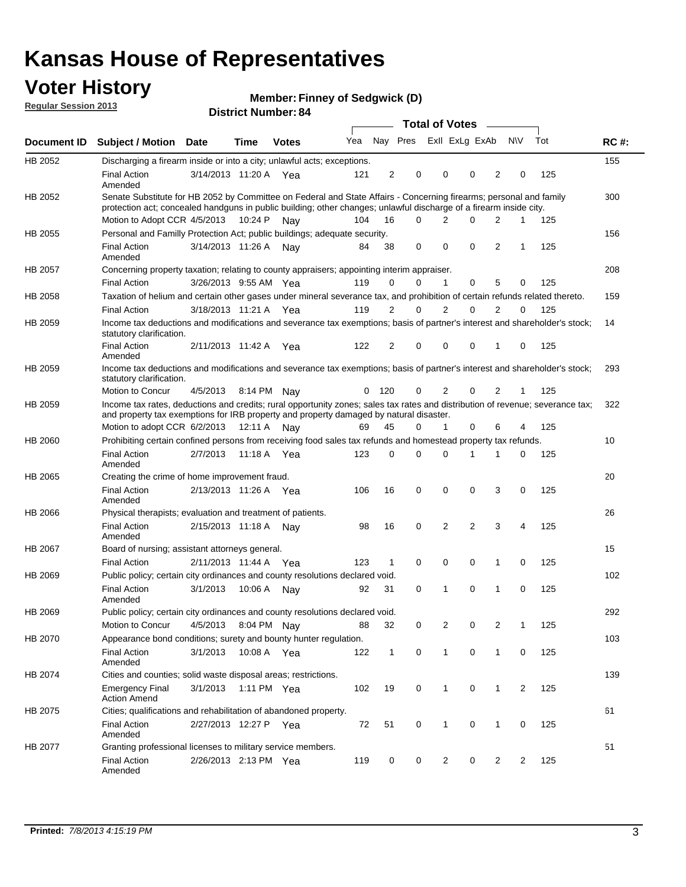# Kansas House of Representatives

## Voter History

**Regular Session 2013**

**Member: Finney of Sedgwick (D)**

**District Number: 84**

| Document ID | Subject / Motion | Date | Time | Votes | Yea | Nay | Pres | ExII | ExLg | ExAb | N\V | Tot | RC #: |
|---|---|---|---|---|---|---|---|---|---|---|---|---|---|
| HB 2052 | Discharging a firearm inside or into a city; unlawful acts; exceptions. | | | | | | | | | | | | 155 |
| | Final Action Amended | 3/14/2013 | 11:20 A | Yea | 121 | 2 | 0 | 0 | 0 | 2 | 0 | 125 | |
| HB 2052 | Senate Substitute for HB 2052 by Committee on Federal and State Affairs - Concerning firearms; personal and family protection act; concealed handguns in public building; other changes; unlawful discharge of a firearm inside city. | | | | | | | | | | | | 300 |
| | Motion to Adopt CCR | 4/5/2013 | 10:24 P | Nay | 104 | 16 | 0 | 2 | 0 | 2 | 1 | 125 | |
| HB 2055 | Personal and Familly Protection Act; public buildings; adequate security. | | | | | | | | | | | | 156 |
| | Final Action Amended | 3/14/2013 | 11:26 A | Nay | 84 | 38 | 0 | 0 | 0 | 2 | 1 | 125 | |
| HB 2057 | Concerning property taxation; relating to county appraisers; appointing interim appraiser. | | | | | | | | | | | | 208 |
| | Final Action | 3/26/2013 | 9:55 AM | Yea | 119 | 0 | 0 | 1 | 0 | 5 | 0 | 125 | |
| HB 2058 | Taxation of helium and certain other gases under mineral severance tax, and prohibition of certain refunds related thereto. | | | | | | | | | | | | 159 |
| | Final Action | 3/18/2013 | 11:21 A | Yea | 119 | 2 | 0 | 2 | 0 | 2 | 0 | 125 | |
| HB 2059 | Income tax deductions and modifications and severance tax exemptions; basis of partner's interest and shareholder's stock; statutory clarification. | | | | | | | | | | | | 14 |
| | Final Action Amended | 2/11/2013 | 11:42 A | Yea | 122 | 2 | 0 | 0 | 0 | 1 | 0 | 125 | |
| HB 2059 | Income tax deductions and modifications and severance tax exemptions; basis of partner's interest and shareholder's stock; statutory clarification. | | | | | | | | | | | | 293 |
| | Motion to Concur | 4/5/2013 | 8:14 PM | Nay | 0 | 120 | 0 | 2 | 0 | 2 | 1 | 125 | |
| HB 2059 | Income tax rates, deductions and credits; rural opportunity zones; sales tax rates and distribution of revenue; severance tax; and property tax exemptions for IRB property and property damaged by natural disaster. | | | | | | | | | | | | 322 |
| | Motion to adopt CCR | 6/2/2013 | 12:11 A | Nay | 69 | 45 | 0 | 1 | 0 | 6 | 4 | 125 | |
| HB 2060 | Prohibiting certain confined persons from receiving food sales tax refunds and homestead property tax refunds. | | | | | | | | | | | | 10 |
| | Final Action Amended | 2/7/2013 | 11:18 A | Yea | 123 | 0 | 0 | 0 | 1 | 1 | 0 | 125 | |
| HB 2065 | Creating the crime of home improvement fraud. | | | | | | | | | | | | 20 |
| | Final Action Amended | 2/13/2013 | 11:26 A | Yea | 106 | 16 | 0 | 0 | 0 | 3 | 0 | 125 | |
| HB 2066 | Physical therapists; evaluation and treatment of patients. | | | | | | | | | | | | 26 |
| | Final Action Amended | 2/15/2013 | 11:18 A | Nay | 98 | 16 | 0 | 2 | 2 | 3 | 4 | 125 | |
| HB 2067 | Board of nursing; assistant attorneys general. | | | | | | | | | | | | 15 |
| | Final Action | 2/11/2013 | 11:44 A | Yea | 123 | 1 | 0 | 0 | 0 | 1 | 0 | 125 | |
| HB 2069 | Public policy; certain city ordinances and county resolutions declared void. | | | | | | | | | | | | 102 |
| | Final Action Amended | 3/1/2013 | 10:06 A | Nay | 92 | 31 | 0 | 1 | 0 | 1 | 0 | 125 | |
| HB 2069 | Public policy; certain city ordinances and county resolutions declared void. | | | | | | | | | | | | 292 |
| | Motion to Concur | 4/5/2013 | 8:04 PM | Nay | 88 | 32 | 0 | 2 | 0 | 2 | 1 | 125 | |
| HB 2070 | Appearance bond conditions; surety and bounty hunter regulation. | | | | | | | | | | | | 103 |
| | Final Action Amended | 3/1/2013 | 10:08 A | Yea | 122 | 1 | 0 | 1 | 0 | 1 | 0 | 125 | |
| HB 2074 | Cities and counties; solid waste disposal areas; restrictions. | | | | | | | | | | | | 139 |
| | Emergency Final Action Amend | 3/1/2013 | 1:11 PM | Yea | 102 | 19 | 0 | 1 | 0 | 1 | 2 | 125 | |
| HB 2075 | Cities; qualifications and rehabilitation of abandoned property. | | | | | | | | | | | | 61 |
| | Final Action Amended | 2/27/2013 | 12:27 P | Yea | 72 | 51 | 0 | 1 | 0 | 1 | 0 | 125 | |
| HB 2077 | Granting professional licenses to military service members. | | | | | | | | | | | | 51 |
| | Final Action Amended | 2/26/2013 | 2:13 PM | Yea | 119 | 0 | 0 | 2 | 0 | 2 | 2 | 125 | |

**Printed:** *7/8/2013 4:15:19 PM*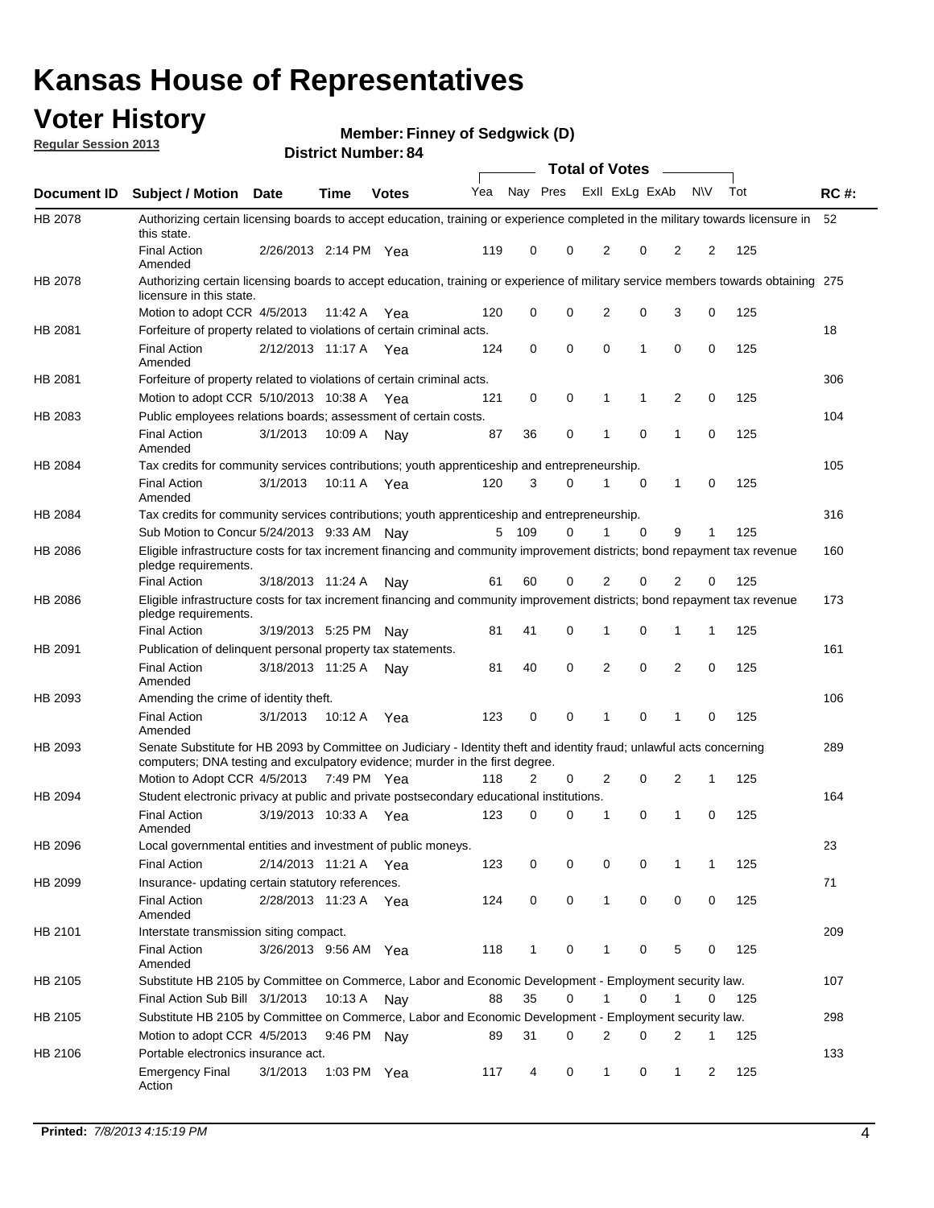# Kansas House of Representatives

## Voter History

**Regular Session 2013**

**Member: Finney of Sedgwick (D)**

**District Number: 84**

| Document ID | Subject / Motion | Date | Time | Votes | Yea | Nay | Pres | ExII | ExLg | ExAb | N\V | Tot | RC #: |
|---|---|---|---|---|---|---|---|---|---|---|---|---|---|
| HB 2078 | Authorizing certain licensing boards to accept education, training or experience completed in the military towards licensure in this state. | | | | | | | | | | | | 52 |
| | Final Action Amended | 2/26/2013 | 2:14 PM | Yea | 119 | 0 | 0 | 2 | 0 | 2 | 2 | 125 | |
| HB 2078 | Authorizing certain licensing boards to accept education, training or experience of military service members towards obtaining licensure in this state. | | | | | | | | | | | | 275 |
| | Motion to adopt CCR | 4/5/2013 | 11:42 A | Yea | 120 | 0 | 0 | 2 | 0 | 3 | 0 | 125 | |
| HB 2081 | Forfeiture of property related to violations of certain criminal acts. | | | | | | | | | | | | 18 |
| | Final Action Amended | 2/12/2013 | 11:17 A | Yea | 124 | 0 | 0 | 0 | 1 | 0 | 0 | 125 | |
| HB 2081 | Forfeiture of property related to violations of certain criminal acts. | | | | | | | | | | | | 306 |
| | Motion to adopt CCR | 5/10/2013 | 10:38 A | Yea | 121 | 0 | 0 | 1 | 1 | 2 | 0 | 125 | |
| HB 2083 | Public employees relations boards; assessment of certain costs. | | | | | | | | | | | | 104 |
| | Final Action Amended | 3/1/2013 | 10:09 A | Nay | 87 | 36 | 0 | 1 | 0 | 1 | 0 | 125 | |
| HB 2084 | Tax credits for community services contributions; youth apprenticeship and entrepreneurship. | | | | | | | | | | | | 105 |
| | Final Action Amended | 3/1/2013 | 10:11 A | Yea | 120 | 3 | 0 | 1 | 0 | 1 | 0 | 125 | |
| HB 2084 | Tax credits for community services contributions; youth apprenticeship and entrepreneurship. | | | | | | | | | | | | 316 |
| | Sub Motion to Concur | 5/24/2013 | 9:33 AM | Nay | 5 | 109 | 0 | 1 | 0 | 9 | 1 | 125 | |
| HB 2086 | Eligible infrastructure costs for tax increment financing and community improvement districts; bond repayment tax revenue pledge requirements. | | | | | | | | | | | | 160 |
| | Final Action | 3/18/2013 | 11:24 A | Nay | 61 | 60 | 0 | 2 | 0 | 2 | 0 | 125 | |
| HB 2086 | Eligible infrastructure costs for tax increment financing and community improvement districts; bond repayment tax revenue pledge requirements. | | | | | | | | | | | | 173 |
| | Final Action | 3/19/2013 | 5:25 PM | Nay | 81 | 41 | 0 | 1 | 0 | 1 | 1 | 125 | |
| HB 2091 | Publication of delinquent personal property tax statements. | | | | | | | | | | | | 161 |
| | Final Action Amended | 3/18/2013 | 11:25 A | Nay | 81 | 40 | 0 | 2 | 0 | 2 | 0 | 125 | |
| HB 2093 | Amending the crime of identity theft. | | | | | | | | | | | | 106 |
| | Final Action Amended | 3/1/2013 | 10:12 A | Yea | 123 | 0 | 0 | 1 | 0 | 1 | 0 | 125 | |
| HB 2093 | Senate Substitute for HB 2093 by Committee on Judiciary - Identity theft and identity fraud; unlawful acts concerning computers; DNA testing and exculpatory evidence; murder in the first degree. | | | | | | | | | | | | 289 |
| | Motion to Adopt CCR | 4/5/2013 | 7:49 PM | Yea | 118 | 2 | 0 | 2 | 0 | 2 | 1 | 125 | |
| HB 2094 | Student electronic privacy at public and private postsecondary educational institutions. | | | | | | | | | | | | 164 |
| | Final Action Amended | 3/19/2013 | 10:33 A | Yea | 123 | 0 | 0 | 1 | 0 | 1 | 0 | 125 | |
| HB 2096 | Local governmental entities and investment of public moneys. | | | | | | | | | | | | 23 |
| | Final Action | 2/14/2013 | 11:21 A | Yea | 123 | 0 | 0 | 0 | 0 | 1 | 1 | 125 | |
| HB 2099 | Insurance- updating certain statutory references. | | | | | | | | | | | | 71 |
| | Final Action Amended | 2/28/2013 | 11:23 A | Yea | 124 | 0 | 0 | 1 | 0 | 0 | 0 | 125 | |
| HB 2101 | Interstate transmission siting compact. | | | | | | | | | | | | 209 |
| | Final Action Amended | 3/26/2013 | 9:56 AM | Yea | 118 | 1 | 0 | 1 | 0 | 5 | 0 | 125 | |
| HB 2105 | Substitute HB 2105 by Committee on Commerce, Labor and Economic Development - Employment security law. | | | | | | | | | | | | 107 |
| | Final Action Sub Bill | 3/1/2013 | 10:13 A | Nay | 88 | 35 | 0 | 1 | 0 | 1 | 0 | 125 | |
| HB 2105 | Substitute HB 2105 by Committee on Commerce, Labor and Economic Development - Employment security law. | | | | | | | | | | | | 298 |
| | Motion to adopt CCR | 4/5/2013 | 9:46 PM | Nay | 89 | 31 | 0 | 2 | 0 | 2 | 1 | 125 | |
| HB 2106 | Portable electronics insurance act. | | | | | | | | | | | | 133 |
| | Emergency Final Action | 3/1/2013 | 1:03 PM | Yea | 117 | 4 | 0 | 1 | 0 | 1 | 2 | 125 | |

**Printed:** *7/8/2013 4:15:19 PM*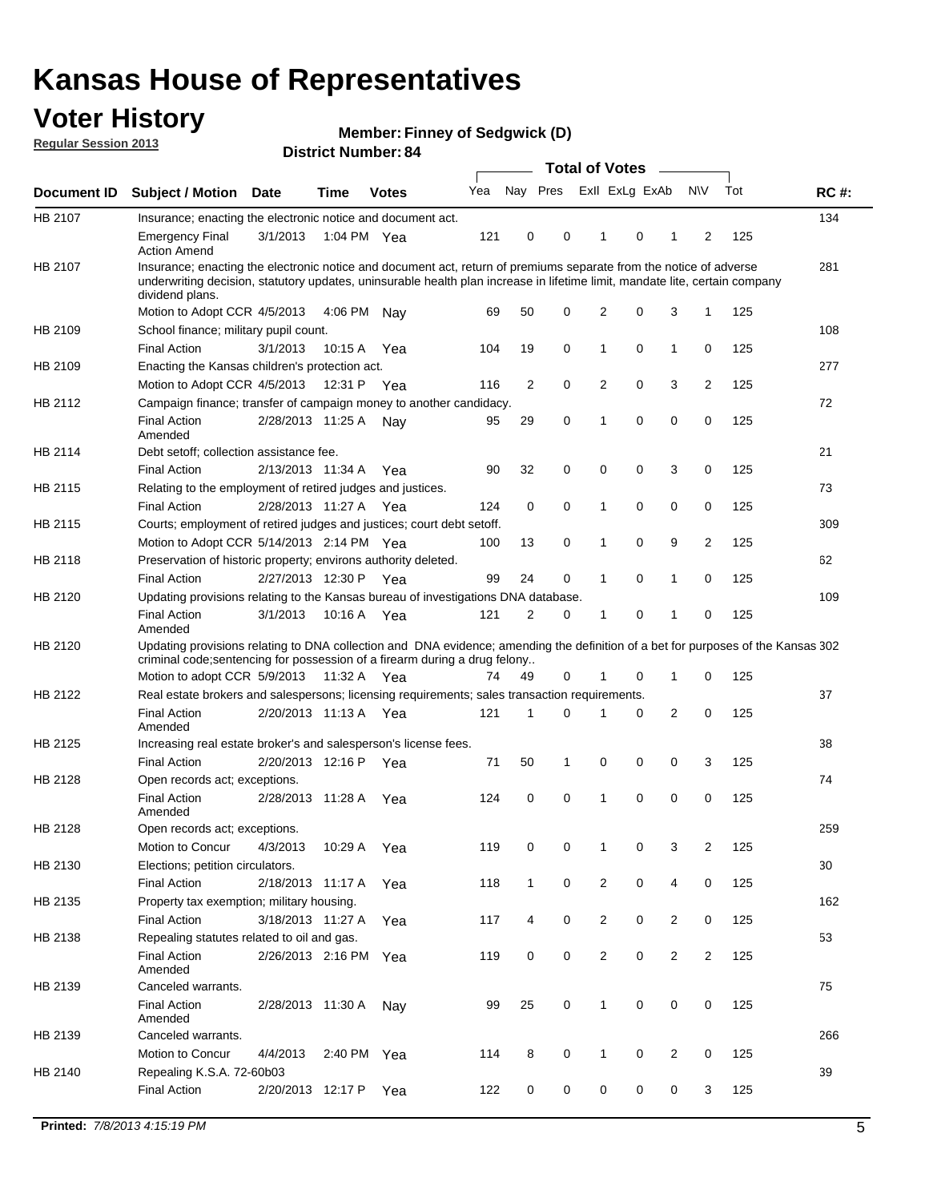# Kansas House of Representatives

## Voter History

**Regular Session 2013**

**Member: Finney of Sedgwick (D)**

**District Number: 84**

| Document ID | Subject / Motion | Date | Time | Votes | Yea | Nay | Pres | ExII | ExLg | ExAb | N\V | Tot | RC #: |
|---|---|---|---|---|---|---|---|---|---|---|---|---|---|
| HB 2107 | Insurance; enacting the electronic notice and document act. | | | | | | | | | | | | 134 |
| | Emergency Final Action Amend | 3/1/2013 | 1:04 PM | Yea | 121 | 0 | 0 | 1 | 0 | 1 | 2 | 125 | |
| HB 2107 | Insurance; enacting the electronic notice and document act, return of premiums separate from the notice of adverse underwriting decision, statutory updates, uninsurable health plan increase in lifetime limit, mandate lite, certain company dividend plans. | | | | | | | | | | | | 281 |
| | Motion to Adopt CCR | 4/5/2013 | 4:06 PM | Nay | 69 | 50 | 0 | 2 | 0 | 3 | 1 | 125 | |
| HB 2109 | School finance; military pupil count. | | | | | | | | | | | | 108 |
| | Final Action | 3/1/2013 | 10:15 A | Yea | 104 | 19 | 0 | 1 | 0 | 1 | 0 | 125 | |
| HB 2109 | Enacting the Kansas children's protection act. | | | | | | | | | | | | 277 |
| | Motion to Adopt CCR | 4/5/2013 | 12:31 P | Yea | 116 | 2 | 0 | 2 | 0 | 3 | 2 | 125 | |
| HB 2112 | Campaign finance; transfer of campaign money to another candidacy. | | | | | | | | | | | | 72 |
| | Final Action Amended | 2/28/2013 | 11:25 A | Nay | 95 | 29 | 0 | 1 | 0 | 0 | 0 | 125 | |
| HB 2114 | Debt setoff; collection assistance fee. | | | | | | | | | | | | 21 |
| | Final Action | 2/13/2013 | 11:34 A | Yea | 90 | 32 | 0 | 0 | 0 | 3 | 0 | 125 | |
| HB 2115 | Relating to the employment of retired judges and justices. | | | | | | | | | | | | 73 |
| | Final Action | 2/28/2013 | 11:27 A | Yea | 124 | 0 | 0 | 1 | 0 | 0 | 0 | 125 | |
| HB 2115 | Courts; employment of retired judges and justices; court debt setoff. | | | | | | | | | | | | 309 |
| | Motion to Adopt CCR | 5/14/2013 | 2:14 PM | Yea | 100 | 13 | 0 | 1 | 0 | 9 | 2 | 125 | |
| HB 2118 | Preservation of historic property; environs authority deleted. | | | | | | | | | | | | 62 |
| | Final Action | 2/27/2013 | 12:30 P | Yea | 99 | 24 | 0 | 1 | 0 | 1 | 0 | 125 | |
| HB 2120 | Updating provisions relating to the Kansas bureau of investigations DNA database. | | | | | | | | | | | | 109 |
| | Final Action Amended | 3/1/2013 | 10:16 A | Yea | 121 | 2 | 0 | 1 | 0 | 1 | 0 | 125 | |
| HB 2120 | Updating provisions relating to DNA collection and DNA evidence; amending the definition of a bet for purposes of the Kansas criminal code;sentencing for possession of a firearm during a drug felony.. | | | | | | | | | | | | 302 |
| | Motion to adopt CCR | 5/9/2013 | 11:32 A | Yea | 74 | 49 | 0 | 1 | 0 | 1 | 0 | 125 | |
| HB 2122 | Real estate brokers and salespersons; licensing requirements; sales transaction requirements. | | | | | | | | | | | | 37 |
| | Final Action Amended | 2/20/2013 | 11:13 A | Yea | 121 | 1 | 0 | 1 | 0 | 2 | 0 | 125 | |
| HB 2125 | Increasing real estate broker's and salesperson's license fees. | | | | | | | | | | | | 38 |
| | Final Action | 2/20/2013 | 12:16 P | Yea | 71 | 50 | 1 | 0 | 0 | 0 | 3 | 125 | |
| HB 2128 | Open records act; exceptions. | | | | | | | | | | | | 74 |
| | Final Action Amended | 2/28/2013 | 11:28 A | Yea | 124 | 0 | 0 | 1 | 0 | 0 | 0 | 125 | |
| HB 2128 | Open records act; exceptions. | | | | | | | | | | | | 259 |
| | Motion to Concur | 4/3/2013 | 10:29 A | Yea | 119 | 0 | 0 | 1 | 0 | 3 | 2 | 125 | |
| HB 2130 | Elections; petition circulators. | | | | | | | | | | | | 30 |
| | Final Action | 2/18/2013 | 11:17 A | Yea | 118 | 1 | 0 | 2 | 0 | 4 | 0 | 125 | |
| HB 2135 | Property tax exemption; military housing. | | | | | | | | | | | | 162 |
| | Final Action | 3/18/2013 | 11:27 A | Yea | 117 | 4 | 0 | 2 | 0 | 2 | 0 | 125 | |
| HB 2138 | Repealing statutes related to oil and gas. | | | | | | | | | | | | 53 |
| | Final Action Amended | 2/26/2013 | 2:16 PM | Yea | 119 | 0 | 0 | 2 | 0 | 2 | 2 | 125 | |
| HB 2139 | Canceled warrants. | | | | | | | | | | | | 75 |
| | Final Action Amended | 2/28/2013 | 11:30 A | Nay | 99 | 25 | 0 | 1 | 0 | 0 | 0 | 125 | |
| HB 2139 | Canceled warrants. | | | | | | | | | | | | 266 |
| | Motion to Concur | 4/4/2013 | 2:40 PM | Yea | 114 | 8 | 0 | 1 | 0 | 2 | 0 | 125 | |
| HB 2140 | Repealing K.S.A. 72-60b03 | | | | | | | | | | | | 39 |
| | Final Action | 2/20/2013 | 12:17 P | Yea | 122 | 0 | 0 | 0 | 0 | 0 | 3 | 125 | |

**Printed:** *7/8/2013 4:15:19 PM*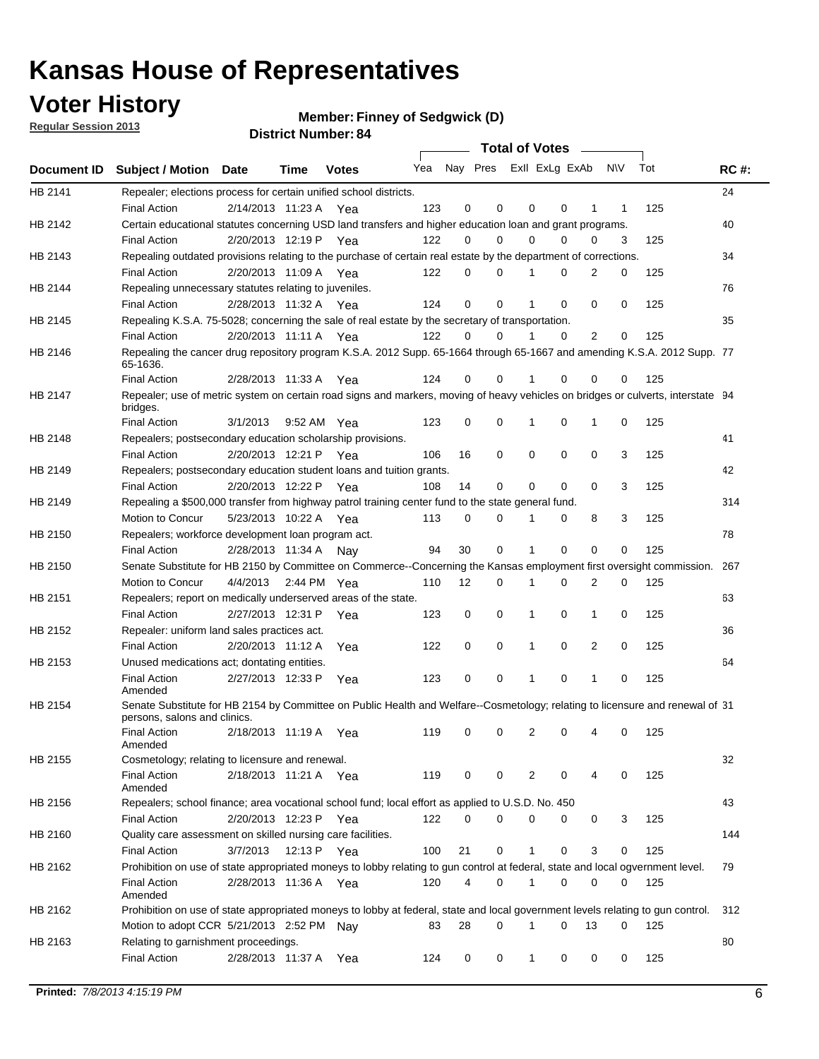# Kansas House of Representatives

## Voter History

**Regular Session 2013**

**Member: Finney of Sedgwick (D)**

**District Number: 84**

| Document ID | Subject / Motion | Date | Time | Votes | Yea | Nay | Pres | ExII | ExLg | ExAb | N\V | Tot | RC #: |
|---|---|---|---|---|---|---|---|---|---|---|---|---|---|
| HB 2141 | Repealer; elections process for certain unified school districts. | | | | | | | | | | | | 24 |
| | Final Action | 2/14/2013 | 11:23 A | Yea | 123 | 0 | 0 | 0 | 0 | 1 | 1 | 125 | |
| HB 2142 | Certain educational statutes concerning USD land transfers and higher education loan and grant programs. | | | | | | | | | | | | 40 |
| | Final Action | 2/20/2013 | 12:19 P | Yea | 122 | 0 | 0 | 0 | 0 | 0 | 3 | 125 | |
| HB 2143 | Repealing outdated provisions relating to the purchase of certain real estate by the department of corrections. | | | | | | | | | | | | 34 |
| | Final Action | 2/20/2013 | 11:09 A | Yea | 122 | 0 | 0 | 1 | 0 | 2 | 0 | 125 | |
| HB 2144 | Repealing unnecessary statutes relating to juveniles. | | | | | | | | | | | | 76 |
| | Final Action | 2/28/2013 | 11:32 A | Yea | 124 | 0 | 0 | 1 | 0 | 0 | 0 | 125 | |
| HB 2145 | Repealing K.S.A. 75-5028; concerning the sale of real estate by the secretary of transportation. | | | | | | | | | | | | 35 |
| | Final Action | 2/20/2013 | 11:11 A | Yea | 122 | 0 | 0 | 1 | 0 | 2 | 0 | 125 | |
| HB 2146 | Repealing the cancer drug repository program K.S.A. 2012 Supp. 65-1664 through 65-1667 and amending K.S.A. 2012 Supp. 65-1636. | | | | | | | | | | | | 77 |
| | Final Action | 2/28/2013 | 11:33 A | Yea | 124 | 0 | 0 | 1 | 0 | 0 | 0 | 125 | |
| HB 2147 | Repealer; use of metric system on certain road signs and markers, moving of heavy vehicles on bridges or culverts, interstate bridges. | | | | | | | | | | | | 94 |
| | Final Action | 3/1/2013 | 9:52 AM | Yea | 123 | 0 | 0 | 1 | 0 | 1 | 0 | 125 | |
| HB 2148 | Repealers; postsecondary education scholarship provisions. | | | | | | | | | | | | 41 |
| | Final Action | 2/20/2013 | 12:21 P | Yea | 106 | 16 | 0 | 0 | 0 | 0 | 3 | 125 | |
| HB 2149 | Repealers; postsecondary education student loans and tuition grants. | | | | | | | | | | | | 42 |
| | Final Action | 2/20/2013 | 12:22 P | Yea | 108 | 14 | 0 | 0 | 0 | 0 | 3 | 125 | |
| HB 2149 | Repealing a $500,000 transfer from highway patrol training center fund to the state general fund. | | | | | | | | | | | | 314 |
| | Motion to Concur | 5/23/2013 | 10:22 A | Yea | 113 | 0 | 0 | 1 | 0 | 8 | 3 | 125 | |
| HB 2150 | Repealers; workforce development loan program act. | | | | | | | | | | | | 78 |
| | Final Action | 2/28/2013 | 11:34 A | Nay | 94 | 30 | 0 | 1 | 0 | 0 | 0 | 125 | |
| HB 2150 | Senate Substitute for HB 2150 by Committee on Commerce--Concerning the Kansas employment first oversight commission. | | | | | | | | | | | | 267 |
| | Motion to Concur | 4/4/2013 | 2:44 PM | Yea | 110 | 12 | 0 | 1 | 0 | 2 | 0 | 125 | |
| HB 2151 | Repealers; report on medically underserved areas of the state. | | | | | | | | | | | | 63 |
| | Final Action | 2/27/2013 | 12:31 P | Yea | 123 | 0 | 0 | 1 | 0 | 1 | 0 | 125 | |
| HB 2152 | Repealer: uniform land sales practices act. | | | | | | | | | | | | 36 |
| | Final Action | 2/20/2013 | 11:12 A | Yea | 122 | 0 | 0 | 1 | 0 | 2 | 0 | 125 | |
| HB 2153 | Unused medications act; dontating entities. | | | | | | | | | | | | 64 |
| | Final Action Amended | 2/27/2013 | 12:33 P | Yea | 123 | 0 | 0 | 1 | 0 | 1 | 0 | 125 | |
| HB 2154 | Senate Substitute for HB 2154 by Committee on Public Health and Welfare--Cosmetology; relating to licensure and renewal of persons, salons and clinics. | | | | | | | | | | | | 31 |
| | Final Action Amended | 2/18/2013 | 11:19 A | Yea | 119 | 0 | 0 | 2 | 0 | 4 | 0 | 125 | |
| HB 2155 | Cosmetology; relating to licensure and renewal. | | | | | | | | | | | | 32 |
| | Final Action Amended | 2/18/2013 | 11:21 A | Yea | 119 | 0 | 0 | 2 | 0 | 4 | 0 | 125 | |
| HB 2156 | Repealers; school finance; area vocational school fund; local effort as applied to U.S.D. No. 450 | | | | | | | | | | | | 43 |
| | Final Action | 2/20/2013 | 12:23 P | Yea | 122 | 0 | 0 | 0 | 0 | 0 | 3 | 125 | |
| HB 2160 | Quality care assessment on skilled nursing care facilities. | | | | | | | | | | | | 144 |
| | Final Action | 3/7/2013 | 12:13 P | Yea | 100 | 21 | 0 | 1 | 0 | 3 | 0 | 125 | |
| HB 2162 | Prohibition on use of state appropriated moneys to lobby relating to gun control at federal, state and local ogvernment level. | | | | | | | | | | | | 79 |
| | Final Action Amended | 2/28/2013 | 11:36 A | Yea | 120 | 4 | 0 | 1 | 0 | 0 | 0 | 125 | |
| HB 2162 | Prohibition on use of state appropriated moneys to lobby at federal, state and local government levels relating to gun control. | | | | | | | | | | | | 312 |
| | Motion to adopt CCR | 5/21/2013 | 2:52 PM | Nay | 83 | 28 | 0 | 1 | 0 | 13 | 0 | 125 | |
| HB 2163 | Relating to garnishment proceedings. | | | | | | | | | | | | 80 |
| | Final Action | 2/28/2013 | 11:37 A | Yea | 124 | 0 | 0 | 1 | 0 | 0 | 0 | 125 | |

**Printed:** *7/8/2013 4:15:19 PM*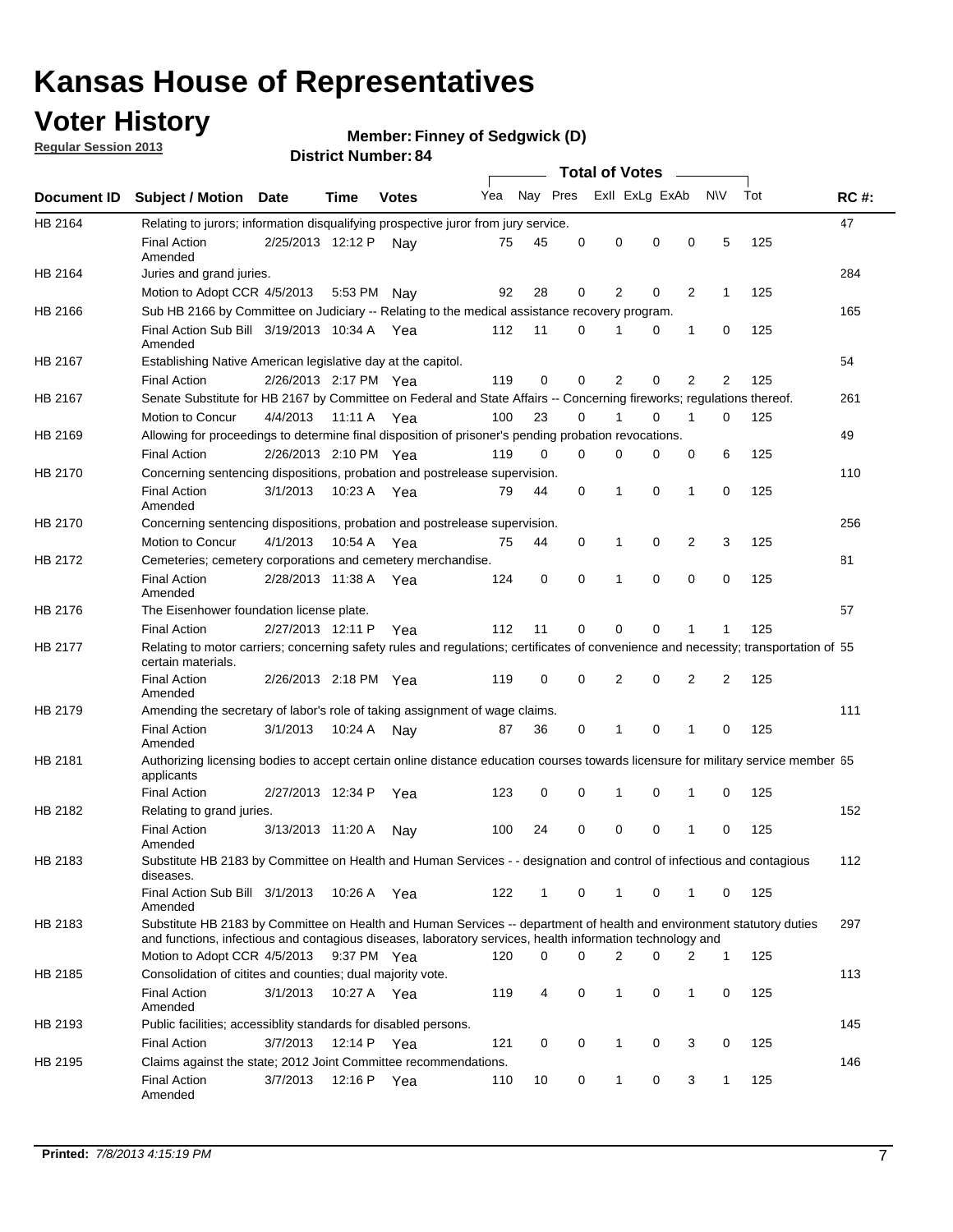# Kansas House of Representatives

## Voter History

**Regular Session 2013**

**Member: Finney of Sedgwick (D)**

**District Number: 84**

| Document ID | Subject / Motion | Date | Time | Votes | Yea | Nay | Pres | Exll | ExLg | ExAb | N\V | Tot | RC #: |
|---|---|---|---|---|---|---|---|---|---|---|---|---|---|
| HB 2164 | Relating to jurors; information disqualifying prospective juror from jury service. | | | | | | | | | | | | 47 |
| | Final Action Amended | 2/25/2013 | 12:12 P | Nay | 75 | 45 | 0 | 0 | 0 | 0 | 5 | 125 | |
| HB 2164 | Juries and grand juries. | | | | | | | | | | | | 284 |
| | Motion to Adopt CCR | 4/5/2013 | 5:53 PM | Nay | 92 | 28 | 0 | 2 | 0 | 2 | 1 | 125 | |
| HB 2166 | Sub HB 2166 by Committee on Judiciary -- Relating to the medical assistance recovery program. | | | | | | | | | | | | 165 |
| | Final Action Sub Bill Amended | 3/19/2013 | 10:34 A | Yea | 112 | 11 | 0 | 1 | 0 | 1 | 0 | 125 | |
| HB 2167 | Establishing Native American legislative day at the capitol. | | | | | | | | | | | | 54 |
| | Final Action | 2/26/2013 | 2:17 PM | Yea | 119 | 0 | 0 | 2 | 0 | 2 | 2 | 125 | |
| HB 2167 | Senate Substitute for HB 2167 by Committee on Federal and State Affairs -- Concerning fireworks; regulations thereof. | | | | | | | | | | | | 261 |
| | Motion to Concur | 4/4/2013 | 11:11 A | Yea | 100 | 23 | 0 | 1 | 0 | 1 | 0 | 125 | |
| HB 2169 | Allowing for proceedings to determine final disposition of prisoner's pending probation revocations. | | | | | | | | | | | | 49 |
| | Final Action | 2/26/2013 | 2:10 PM | Yea | 119 | 0 | 0 | 0 | 0 | 0 | 6 | 125 | |
| HB 2170 | Concerning sentencing dispositions, probation and postrelease supervision. | | | | | | | | | | | | 110 |
| | Final Action Amended | 3/1/2013 | 10:23 A | Yea | 79 | 44 | 0 | 1 | 0 | 1 | 0 | 125 | |
| HB 2170 | Concerning sentencing dispositions, probation and postrelease supervision. | | | | | | | | | | | | 256 |
| | Motion to Concur | 4/1/2013 | 10:54 A | Yea | 75 | 44 | 0 | 1 | 0 | 2 | 3 | 125 | |
| HB 2172 | Cemeteries; cemetery corporations and cemetery merchandise. | | | | | | | | | | | | 81 |
| | Final Action Amended | 2/28/2013 | 11:38 A | Yea | 124 | 0 | 0 | 1 | 0 | 0 | 0 | 125 | |
| HB 2176 | The Eisenhower foundation license plate. | | | | | | | | | | | | 57 |
| | Final Action | 2/27/2013 | 12:11 P | Yea | 112 | 11 | 0 | 0 | 0 | 1 | 1 | 125 | |
| HB 2177 | Relating to motor carriers; concerning safety rules and regulations; certificates of convenience and necessity; transportation of certain materials. | | | | | | | | | | | | 55 |
| | Final Action Amended | 2/26/2013 | 2:18 PM | Yea | 119 | 0 | 0 | 2 | 0 | 2 | 2 | 125 | |
| HB 2179 | Amending the secretary of labor's role of taking assignment of wage claims. | | | | | | | | | | | | 111 |
| | Final Action Amended | 3/1/2013 | 10:24 A | Nay | 87 | 36 | 0 | 1 | 0 | 1 | 0 | 125 | |
| HB 2181 | Authorizing licensing bodies to accept certain online distance education courses towards licensure for military service member applicants | | | | | | | | | | | | 65 |
| | Final Action | 2/27/2013 | 12:34 P | Yea | 123 | 0 | 0 | 1 | 0 | 1 | 0 | 125 | |
| HB 2182 | Relating to grand juries. | | | | | | | | | | | | 152 |
| | Final Action Amended | 3/13/2013 | 11:20 A | Nay | 100 | 24 | 0 | 0 | 0 | 1 | 0 | 125 | |
| HB 2183 | Substitute HB 2183 by Committee on Health and Human Services - - designation and control of infectious and contagious diseases. | | | | | | | | | | | | 112 |
| | Final Action Sub Bill Amended | 3/1/2013 | 10:26 A | Yea | 122 | 1 | 0 | 1 | 0 | 1 | 0 | 125 | |
| HB 2183 | Substitute HB 2183 by Committee on Health and Human Services -- department of health and environment statutory duties and functions, infectious and contagious diseases, laboratory services, health information technology and | | | | | | | | | | | | 297 |
| | Motion to Adopt CCR | 4/5/2013 | 9:37 PM | Yea | 120 | 0 | 0 | 2 | 0 | 2 | 1 | 125 | |
| HB 2185 | Consolidation of citites and counties; dual majority vote. | | | | | | | | | | | | 113 |
| | Final Action Amended | 3/1/2013 | 10:27 A | Yea | 119 | 4 | 0 | 1 | 0 | 1 | 0 | 125 | |
| HB 2193 | Public facilities; accessiblity standards for disabled persons. | | | | | | | | | | | | 145 |
| | Final Action | 3/7/2013 | 12:14 P | Yea | 121 | 0 | 0 | 1 | 0 | 3 | 0 | 125 | |
| HB 2195 | Claims against the state; 2012 Joint Committee recommendations. | | | | | | | | | | | | 146 |
| | Final Action Amended | 3/7/2013 | 12:16 P | Yea | 110 | 10 | 0 | 1 | 0 | 3 | 1 | 125 | |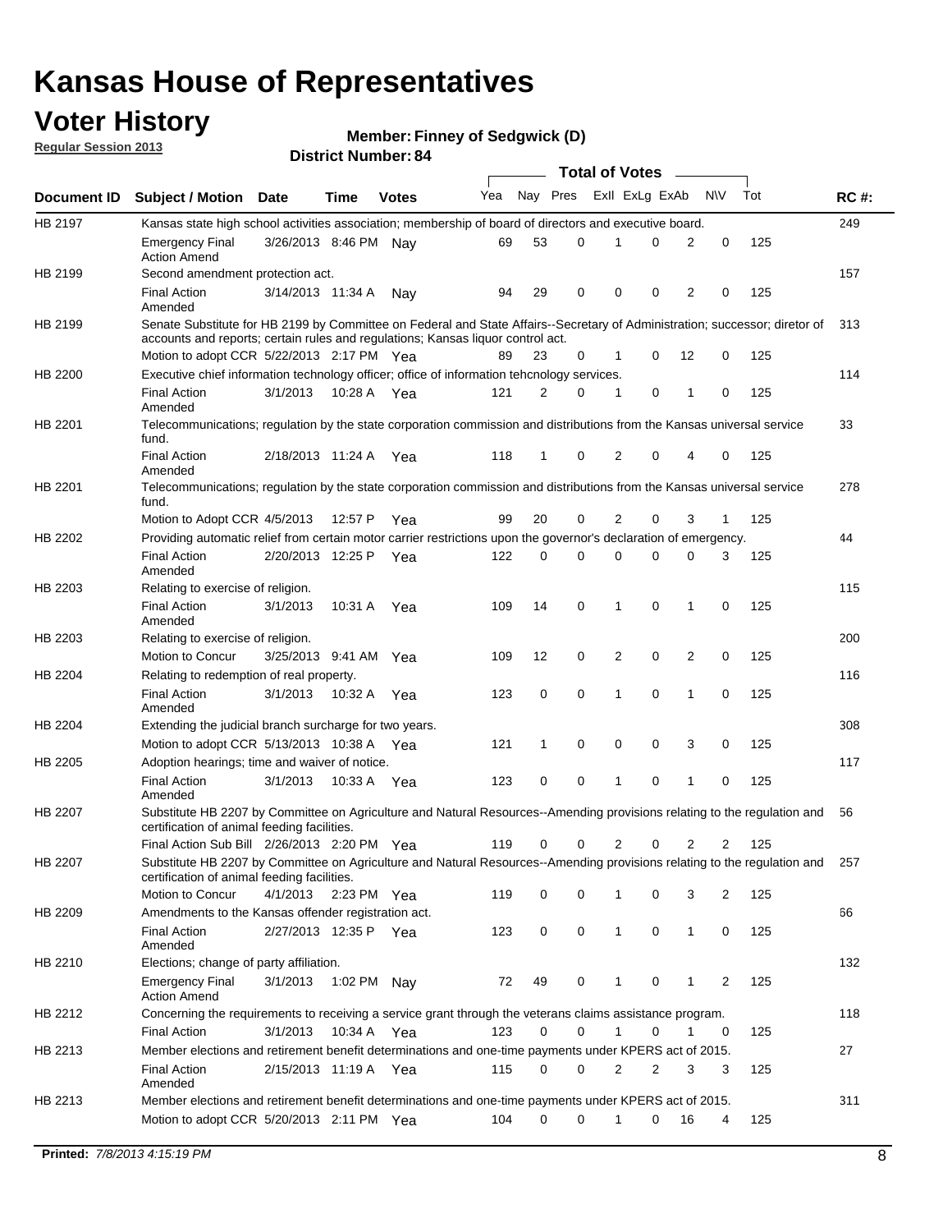# Kansas House of Representatives

## Voter History

**Regular Session 2013**

**Member: Finney of Sedgwick (D)**

**District Number: 84**

| Document ID | Subject / Motion | Date | Time | Votes | Yea | Nay | Pres | ExII | ExLg | ExAb | N\V | Tot | RC #: |
|---|---|---|---|---|---|---|---|---|---|---|---|---|---|
| HB 2197 | Kansas state high school activities association; membership of board of directors and executive board. | | | | | | | | | | | | 249 |
| | Emergency Final Action Amend | 3/26/2013 | 8:46 PM | Nay | 69 | 53 | 0 | 1 | 0 | 2 | 0 | 125 | |
| HB 2199 | Second amendment protection act. | | | | | | | | | | | | 157 |
| | Final Action Amended | 3/14/2013 | 11:34 A | Nay | 94 | 29 | 0 | 0 | 0 | 2 | 0 | 125 | |
| HB 2199 | Senate Substitute for HB 2199 by Committee on Federal and State Affairs--Secretary of Administration; successor; diretor of accounts and reports; certain rules and regulations; Kansas liquor control act. | | | | | | | | | | | | 313 |
| | Motion to adopt CCR | 5/22/2013 | 2:17 PM | Yea | 89 | 23 | 0 | 1 | 0 | 12 | 0 | 125 | |
| HB 2200 | Executive chief information technology officer; office of information tehcnology services. | | | | | | | | | | | | 114 |
| | Final Action Amended | 3/1/2013 | 10:28 A | Yea | 121 | 2 | 0 | 1 | 0 | 1 | 0 | 125 | |
| HB 2201 | Telecommunications; regulation by the state corporation commission and distributions from the Kansas universal service fund. | | | | | | | | | | | | 33 |
| | Final Action Amended | 2/18/2013 | 11:24 A | Yea | 118 | 1 | 0 | 2 | 0 | 4 | 0 | 125 | |
| HB 2201 | Telecommunications; regulation by the state corporation commission and distributions from the Kansas universal service fund. | | | | | | | | | | | | 278 |
| | Motion to Adopt CCR | 4/5/2013 | 12:57 P | Yea | 99 | 20 | 0 | 2 | 0 | 3 | 1 | 125 | |
| HB 2202 | Providing automatic relief from certain motor carrier restrictions upon the governor's declaration of emergency. | | | | | | | | | | | | 44 |
| | Final Action Amended | 2/20/2013 | 12:25 P | Yea | 122 | 0 | 0 | 0 | 0 | 0 | 3 | 125 | |
| HB 2203 | Relating to exercise of religion. | | | | | | | | | | | | 115 |
| | Final Action Amended | 3/1/2013 | 10:31 A | Yea | 109 | 14 | 0 | 1 | 0 | 1 | 0 | 125 | |
| HB 2203 | Relating to exercise of religion. | | | | | | | | | | | | 200 |
| | Motion to Concur | 3/25/2013 | 9:41 AM | Yea | 109 | 12 | 0 | 2 | 0 | 2 | 0 | 125 | |
| HB 2204 | Relating to redemption of real property. | | | | | | | | | | | | 116 |
| | Final Action Amended | 3/1/2013 | 10:32 A | Yea | 123 | 0 | 0 | 1 | 0 | 1 | 0 | 125 | |
| HB 2204 | Extending the judicial branch surcharge for two years. | | | | | | | | | | | | 308 |
| | Motion to adopt CCR | 5/13/2013 | 10:38 A | Yea | 121 | 1 | 0 | 0 | 0 | 3 | 0 | 125 | |
| HB 2205 | Adoption hearings; time and waiver of notice. | | | | | | | | | | | | 117 |
| | Final Action Amended | 3/1/2013 | 10:33 A | Yea | 123 | 0 | 0 | 1 | 0 | 1 | 0 | 125 | |
| HB 2207 | Substitute HB 2207 by Committee on Agriculture and Natural Resources--Amending provisions relating to the regulation and certification of animal feeding facilities. | | | | | | | | | | | | 56 |
| | Final Action Sub Bill | 2/26/2013 | 2:20 PM | Yea | 119 | 0 | 0 | 2 | 0 | 2 | 2 | 125 | |
| HB 2207 | Substitute HB 2207 by Committee on Agriculture and Natural Resources--Amending provisions relating to the regulation and certification of animal feeding facilities. | | | | | | | | | | | | 257 |
| | Motion to Concur | 4/1/2013 | 2:23 PM | Yea | 119 | 0 | 0 | 1 | 0 | 3 | 2 | 125 | |
| HB 2209 | Amendments to the Kansas offender registration act. | | | | | | | | | | | | 66 |
| | Final Action Amended | 2/27/2013 | 12:35 P | Yea | 123 | 0 | 0 | 1 | 0 | 1 | 0 | 125 | |
| HB 2210 | Elections; change of party affiliation. | | | | | | | | | | | | 132 |
| | Emergency Final Action Amend | 3/1/2013 | 1:02 PM | Nay | 72 | 49 | 0 | 1 | 0 | 1 | 2 | 125 | |
| HB 2212 | Concerning the requirements to receiving a service grant through the veterans claims assistance program. | | | | | | | | | | | | 118 |
| | Final Action | 3/1/2013 | 10:34 A | Yea | 123 | 0 | 0 | 1 | 0 | 1 | 0 | 125 | |
| HB 2213 | Member elections and retirement benefit determinations and one-time payments under KPERS act of 2015. | | | | | | | | | | | | 27 |
| | Final Action Amended | 2/15/2013 | 11:19 A | Yea | 115 | 0 | 0 | 2 | 2 | 3 | 3 | 125 | |
| HB 2213 | Member elections and retirement benefit determinations and one-time payments under KPERS act of 2015. | | | | | | | | | | | | 311 |
| | Motion to adopt CCR | 5/20/2013 | 2:11 PM | Yea | 104 | 0 | 0 | 1 | 0 | 16 | 4 | 125 | |

**Printed:** *7/8/2013 4:15:19 PM*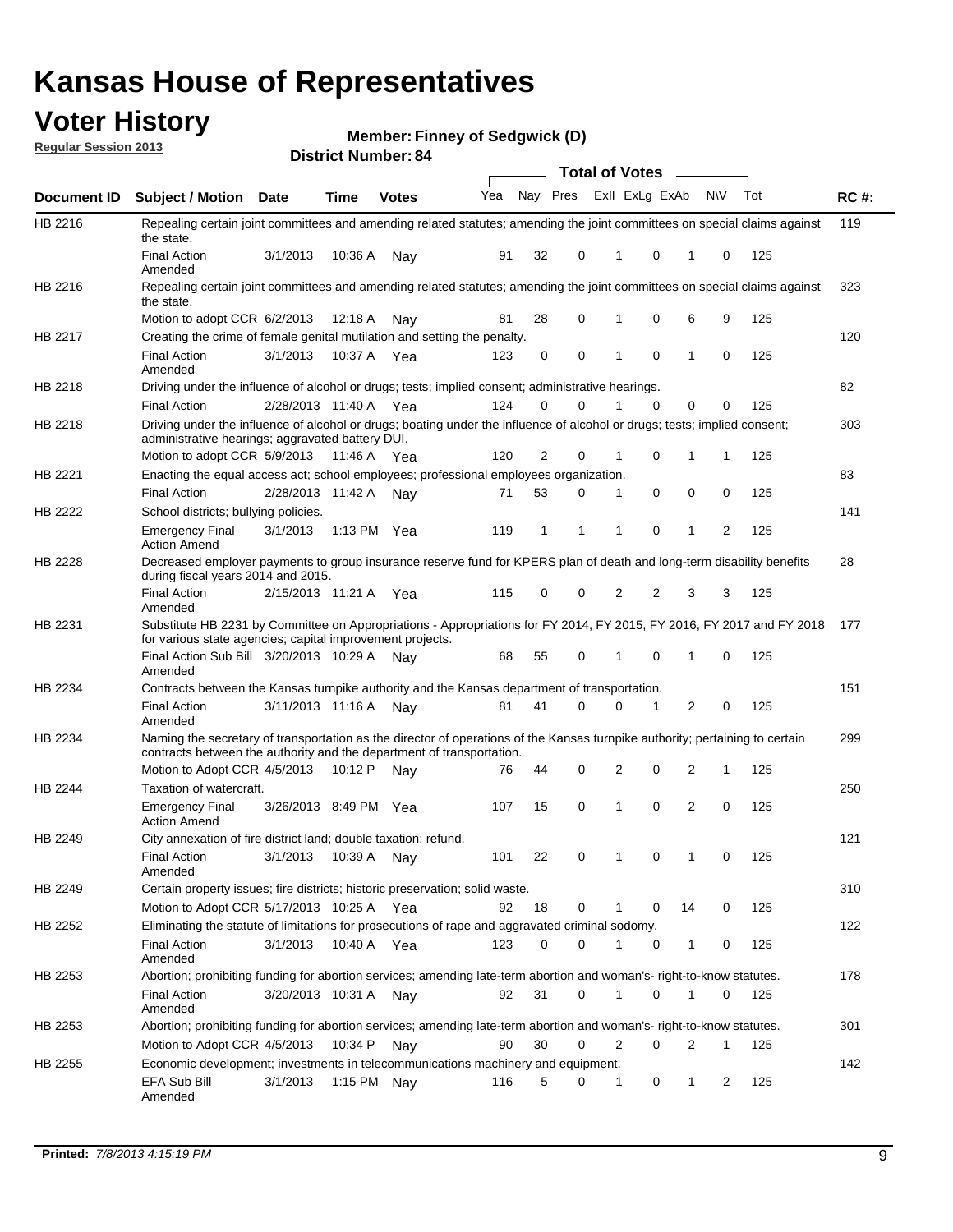# Kansas House of Representatives

## Voter History

**Regular Session 2013**

**Member: Finney of Sedgwick (D)**

**District Number: 84**

| Document ID | Subject / Motion | Date | Time | Votes | Yea | Nay | Pres | ExII | ExLg | ExAb | N\V | Tot | RC #: |
|---|---|---|---|---|---|---|---|---|---|---|---|---|---|
| HB 2216 | Repealing certain joint committees and amending related statutes; amending the joint committees on special claims against the state. | | | | | | | | | | | | 119 |
| | Final Action Amended | 3/1/2013 | 10:36 A | Nay | 91 | 32 | 0 | 1 | 0 | 1 | 0 | 125 | |
| HB 2216 | Repealing certain joint committees and amending related statutes; amending the joint committees on special claims against the state. | | | | | | | | | | | | 323 |
| | Motion to adopt CCR | 6/2/2013 | 12:18 A | Nay | 81 | 28 | 0 | 1 | 0 | 6 | 9 | 125 | |
| HB 2217 | Creating the crime of female genital mutilation and setting the penalty. | | | | | | | | | | | | 120 |
| | Final Action Amended | 3/1/2013 | 10:37 A | Yea | 123 | 0 | 0 | 1 | 0 | 1 | 0 | 125 | |
| HB 2218 | Driving under the influence of alcohol or drugs; tests; implied consent; administrative hearings. | | | | | | | | | | | | 82 |
| | Final Action | 2/28/2013 | 11:40 A | Yea | 124 | 0 | 0 | 1 | 0 | 0 | 0 | 125 | |
| HB 2218 | Driving under the influence of alcohol or drugs; boating under the influence of alcohol or drugs; tests; implied consent; administrative hearings; aggravated battery DUI. | | | | | | | | | | | | 303 |
| | Motion to adopt CCR | 5/9/2013 | 11:46 A | Yea | 120 | 2 | 0 | 1 | 0 | 1 | 1 | 125 | |
| HB 2221 | Enacting the equal access act; school employees; professional employees organization. | | | | | | | | | | | | 83 |
| | Final Action | 2/28/2013 | 11:42 A | Nay | 71 | 53 | 0 | 1 | 0 | 0 | 0 | 125 | |
| HB 2222 | School districts; bullying policies. | | | | | | | | | | | | 141 |
| | Emergency Final Action Amend | 3/1/2013 | 1:13 PM | Yea | 119 | 1 | 1 | 1 | 0 | 1 | 2 | 125 | |
| HB 2228 | Decreased employer payments to group insurance reserve fund for KPERS plan of death and long-term disability benefits during fiscal years 2014 and 2015. | | | | | | | | | | | | 28 |
| | Final Action Amended | 2/15/2013 | 11:21 A | Yea | 115 | 0 | 0 | 2 | 2 | 3 | 3 | 125 | |
| HB 2231 | Substitute HB 2231 by Committee on Appropriations - Appropriations for FY 2014, FY 2015, FY 2016, FY 2017 and FY 2018 for various state agencies; capital improvement projects. | | | | | | | | | | | | 177 |
| | Final Action Sub Bill Amended | 3/20/2013 | 10:29 A | Nay | 68 | 55 | 0 | 1 | 0 | 1 | 0 | 125 | |
| HB 2234 | Contracts between the Kansas turnpike authority and the Kansas department of transportation. | | | | | | | | | | | | 151 |
| | Final Action Amended | 3/11/2013 | 11:16 A | Nay | 81 | 41 | 0 | 0 | 1 | 2 | 0 | 125 | |
| HB 2234 | Naming the secretary of transportation as the director of operations of the Kansas turnpike authority; pertaining to certain contracts between the authority and the department of transportation. | | | | | | | | | | | | 299 |
| | Motion to Adopt CCR | 4/5/2013 | 10:12 P | Nay | 76 | 44 | 0 | 2 | 0 | 2 | 1 | 125 | |
| HB 2244 | Taxation of watercraft. | | | | | | | | | | | | 250 |
| | Emergency Final Action Amend | 3/26/2013 | 8:49 PM | Yea | 107 | 15 | 0 | 1 | 0 | 2 | 0 | 125 | |
| HB 2249 | City annexation of fire district land; double taxation; refund. | | | | | | | | | | | | 121 |
| | Final Action Amended | 3/1/2013 | 10:39 A | Nay | 101 | 22 | 0 | 1 | 0 | 1 | 0 | 125 | |
| HB 2249 | Certain property issues; fire districts; historic preservation; solid waste. | | | | | | | | | | | | 310 |
| | Motion to Adopt CCR | 5/17/2013 | 10:25 A | Yea | 92 | 18 | 0 | 1 | 0 | 14 | 0 | 125 | |
| HB 2252 | Eliminating the statute of limitations for prosecutions of rape and aggravated criminal sodomy. | | | | | | | | | | | | 122 |
| | Final Action Amended | 3/1/2013 | 10:40 A | Yea | 123 | 0 | 0 | 1 | 0 | 1 | 0 | 125 | |
| HB 2253 | Abortion; prohibiting funding for abortion services; amending late-term abortion and woman's- right-to-know statutes. | | | | | | | | | | | | 178 |
| | Final Action Amended | 3/20/2013 | 10:31 A | Nay | 92 | 31 | 0 | 1 | 0 | 1 | 0 | 125 | |
| HB 2253 | Abortion; prohibiting funding for abortion services; amending late-term abortion and woman's- right-to-know statutes. | | | | | | | | | | | | 301 |
| | Motion to Adopt CCR | 4/5/2013 | 10:34 P | Nay | 90 | 30 | 0 | 2 | 0 | 2 | 1 | 125 | |
| HB 2255 | Economic development; investments in telecommunications machinery and equipment. | | | | | | | | | | | | 142 |
| | EFA Sub Bill Amended | 3/1/2013 | 1:15 PM | Nay | 116 | 5 | 0 | 1 | 0 | 1 | 2 | 125 | |

**Printed:** 7/8/2013 4:15:19 PM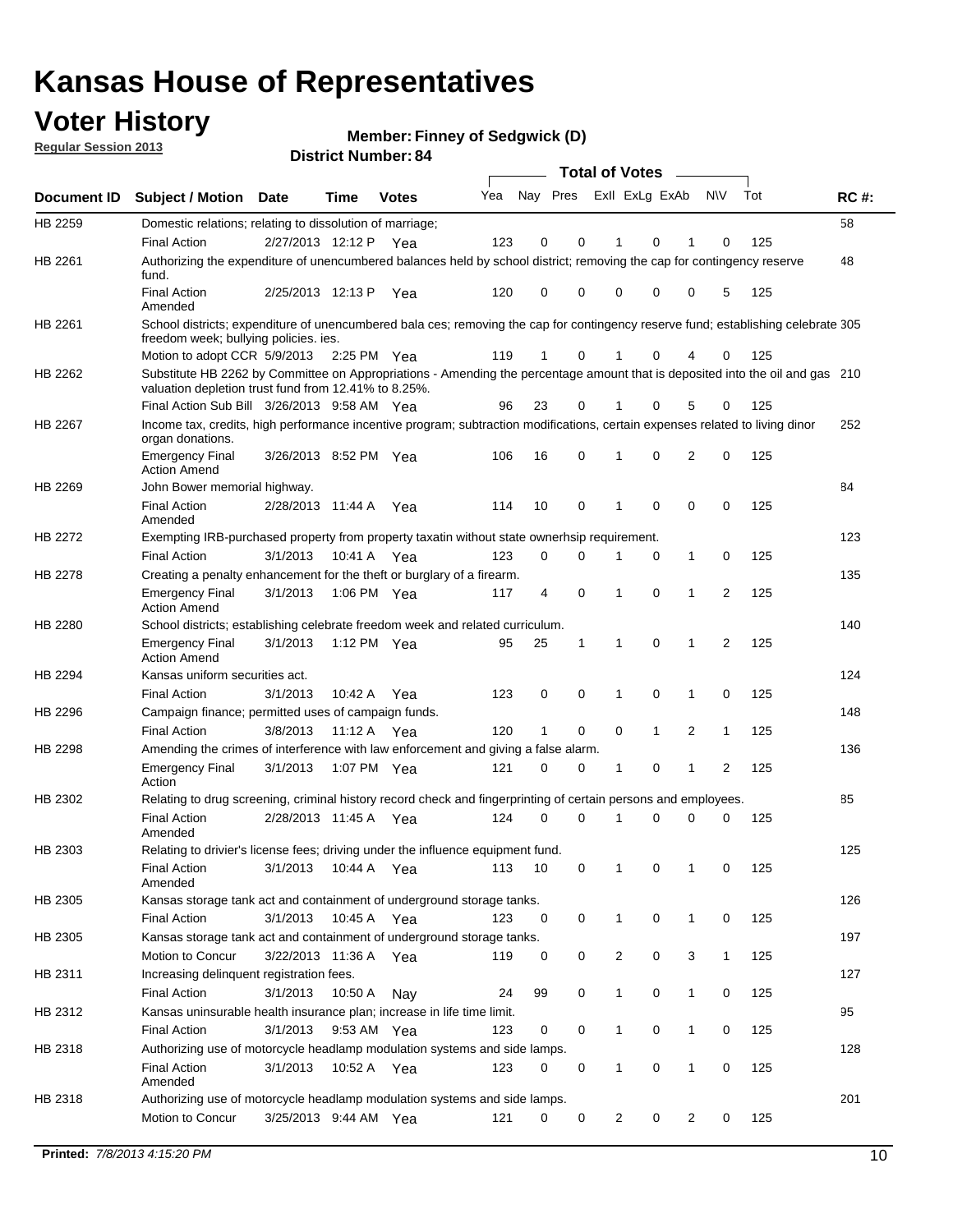# Kansas House of Representatives

## Voter History

**Regular Session 2013**

**Member: Finney of Sedgwick (D)**

**District Number: 84**

| Document ID | Subject / Motion | Date | Time | Votes | Yea | Nay | Pres | ExII | ExLg | ExAb | N\V | Tot | RC #: |
|---|---|---|---|---|---|---|---|---|---|---|---|---|---|
| HB 2259 | Domestic relations; relating to dissolution of marriage; | | | | | | | | | | | | 58 |
| | Final Action | 2/27/2013 | 12:12 P | Yea | 123 | 0 | 0 | 1 | 0 | 1 | 0 | 125 | |
| HB 2261 | Authorizing the expenditure of unencumbered balances held by school district; removing the cap for contingency reserve fund. | | | | | | | | | | | | 48 |
| | Final Action Amended | 2/25/2013 | 12:13 P | Yea | 120 | 0 | 0 | 0 | 0 | 0 | 5 | 125 | |
| HB 2261 | School districts; expenditure of unencumbered bala ces; removing the cap for contingency reserve fund; establishing celebrate freedom week; bullying policies. ies. | | | | | | | | | | | | 305 |
| | Motion to adopt CCR | 5/9/2013 | 2:25 PM | Yea | 119 | 1 | 0 | 1 | 0 | 4 | 0 | 125 | |
| HB 2262 | Substitute HB 2262 by Committee on Appropriations - Amending the percentage amount that is deposited into the oil and gas valuation depletion trust fund from 12.41% to 8.25%. | | | | | | | | | | | | 210 |
| | Final Action Sub Bill | 3/26/2013 | 9:58 AM | Yea | 96 | 23 | 0 | 1 | 0 | 5 | 0 | 125 | |
| HB 2267 | Income tax, credits, high performance incentive program; subtraction modifications, certain expenses related to living dinor organ donations. | | | | | | | | | | | | 252 |
| | Emergency Final Action Amend | 3/26/2013 | 8:52 PM | Yea | 106 | 16 | 0 | 1 | 0 | 2 | 0 | 125 | |
| HB 2269 | John Bower memorial highway. | | | | | | | | | | | | 84 |
| | Final Action Amended | 2/28/2013 | 11:44 A | Yea | 114 | 10 | 0 | 1 | 0 | 0 | 0 | 125 | |
| HB 2272 | Exempting IRB-purchased property from property taxatin without state ownerhsip requirement. | | | | | | | | | | | | 123 |
| | Final Action | 3/1/2013 | 10:41 A | Yea | 123 | 0 | 0 | 1 | 0 | 1 | 0 | 125 | |
| HB 2278 | Creating a penalty enhancement for the theft or burglary of a firearm. | | | | | | | | | | | | 135 |
| | Emergency Final Action Amend | 3/1/2013 | 1:06 PM | Yea | 117 | 4 | 0 | 1 | 0 | 1 | 2 | 125 | |
| HB 2280 | School districts; establishing celebrate freedom week and related curriculum. | | | | | | | | | | | | 140 |
| | Emergency Final Action Amend | 3/1/2013 | 1:12 PM | Yea | 95 | 25 | 1 | 1 | 0 | 1 | 2 | 125 | |
| HB 2294 | Kansas uniform securities act. | | | | | | | | | | | | 124 |
| | Final Action | 3/1/2013 | 10:42 A | Yea | 123 | 0 | 0 | 1 | 0 | 1 | 0 | 125 | |
| HB 2296 | Campaign finance; permitted uses of campaign funds. | | | | | | | | | | | | 148 |
| | Final Action | 3/8/2013 | 11:12 A | Yea | 120 | 1 | 0 | 0 | 1 | 2 | 1 | 125 | |
| HB 2298 | Amending the crimes of interference with law enforcement and giving a false alarm. | | | | | | | | | | | | 136 |
| | Emergency Final Action | 3/1/2013 | 1:07 PM | Yea | 121 | 0 | 0 | 1 | 0 | 1 | 2 | 125 | |
| HB 2302 | Relating to drug screening, criminal history record check and fingerprinting of certain persons and employees. | | | | | | | | | | | | 85 |
| | Final Action Amended | 2/28/2013 | 11:45 A | Yea | 124 | 0 | 0 | 1 | 0 | 0 | 0 | 125 | |
| HB 2303 | Relating to drivier's license fees; driving under the influence equipment fund. | | | | | | | | | | | | 125 |
| | Final Action Amended | 3/1/2013 | 10:44 A | Yea | 113 | 10 | 0 | 1 | 0 | 1 | 0 | 125 | |
| HB 2305 | Kansas storage tank act and containment of underground storage tanks. | | | | | | | | | | | | 126 |
| | Final Action | 3/1/2013 | 10:45 A | Yea | 123 | 0 | 0 | 1 | 0 | 1 | 0 | 125 | |
| HB 2305 | Kansas storage tank act and containment of underground storage tanks. | | | | | | | | | | | | 197 |
| | Motion to Concur | 3/22/2013 | 11:36 A | Yea | 119 | 0 | 0 | 2 | 0 | 3 | 1 | 125 | |
| HB 2311 | Increasing delinquent registration fees. | | | | | | | | | | | | 127 |
| | Final Action | 3/1/2013 | 10:50 A | Nay | 24 | 99 | 0 | 1 | 0 | 1 | 0 | 125 | |
| HB 2312 | Kansas uninsurable health insurance plan; increase in life time limit. | | | | | | | | | | | | 95 |
| | Final Action | 3/1/2013 | 9:53 AM | Yea | 123 | 0 | 0 | 1 | 0 | 1 | 0 | 125 | |
| HB 2318 | Authorizing use of motorcycle headlamp modulation systems and side lamps. | | | | | | | | | | | | 128 |
| | Final Action Amended | 3/1/2013 | 10:52 A | Yea | 123 | 0 | 0 | 1 | 0 | 1 | 0 | 125 | |
| HB 2318 | Authorizing use of motorcycle headlamp modulation systems and side lamps. | | | | | | | | | | | | 201 |
| | Motion to Concur | 3/25/2013 | 9:44 AM | Yea | 121 | 0 | 0 | 2 | 0 | 2 | 0 | 125 | |

**Printed:** *7/8/2013 4:15:20 PM*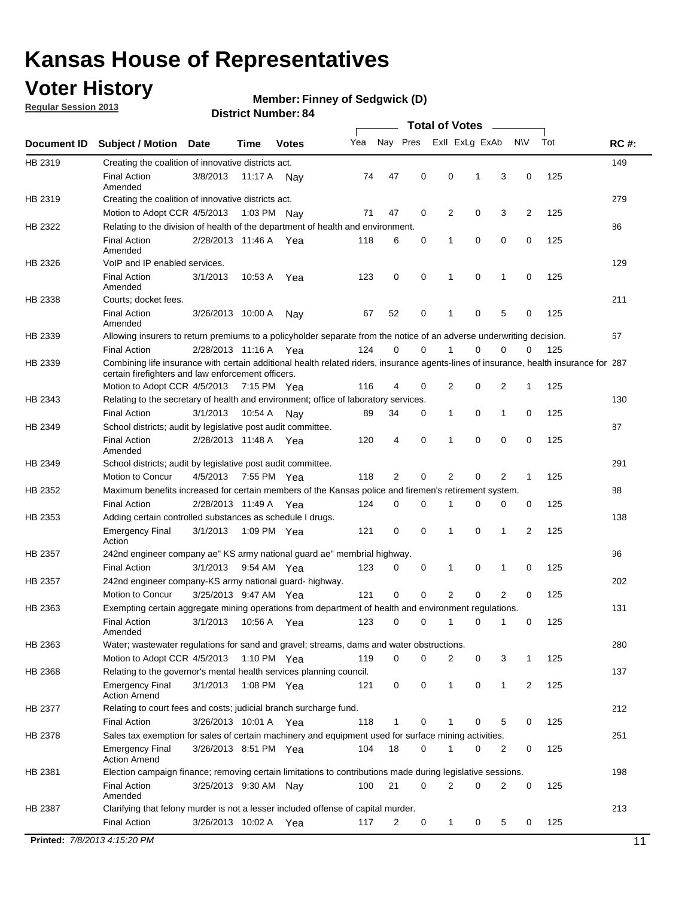# Kansas House of Representatives

## Voter History

**Regular Session 2013**

**Member: Finney of Sedgwick (D)**

**District Number: 84**

| Document ID | Subject / Motion | Date | Time | Votes | Yea | Nay | Pres | ExlI | ExLg | ExAb | N\V | Tot | RC #: |
|---|---|---|---|---|---|---|---|---|---|---|---|---|---|
| HB 2319 | Creating the coalition of innovative districts act. | | | | | | | | | | | | 149 |
| | Final Action Amended | 3/8/2013 | 11:17 A | Nay | 74 | 47 | 0 | 0 | 1 | 3 | 0 | 125 | |
| HB 2319 | Creating the coalition of innovative districts act. | | | | | | | | | | | | 279 |
| | Motion to Adopt CCR | 4/5/2013 | 1:03 PM | Nay | 71 | 47 | 0 | 2 | 0 | 3 | 2 | 125 | |
| HB 2322 | Relating to the division of health of the department of health and environment. | | | | | | | | | | | | 86 |
| | Final Action Amended | 2/28/2013 | 11:46 A | Yea | 118 | 6 | 0 | 1 | 0 | 0 | 0 | 125 | |
| HB 2326 | VoIP and IP enabled services. | | | | | | | | | | | | 129 |
| | Final Action Amended | 3/1/2013 | 10:53 A | Yea | 123 | 0 | 0 | 1 | 0 | 1 | 0 | 125 | |
| HB 2338 | Courts; docket fees. | | | | | | | | | | | | 211 |
| | Final Action Amended | 3/26/2013 | 10:00 A | Nay | 67 | 52 | 0 | 1 | 0 | 5 | 0 | 125 | |
| HB 2339 | Allowing insurers to return premiums to a policyholder separate from the notice of an adverse underwriting decision. | | | | | | | | | | | | 67 |
| | Final Action | 2/28/2013 | 11:16 A | Yea | 124 | 0 | 0 | 1 | 0 | 0 | 0 | 125 | |
| HB 2339 | Combining life insurance with certain additional health related riders, insurance agents-lines of insurance, health insurance for certain firefighters and law enforcement officers. | | | | | | | | | | | | 287 |
| | Motion to Adopt CCR | 4/5/2013 | 7:15 PM | Yea | 116 | 4 | 0 | 2 | 0 | 2 | 1 | 125 | |
| HB 2343 | Relating to the secretary of health and environment; office of laboratory services. | | | | | | | | | | | | 130 |
| | Final Action | 3/1/2013 | 10:54 A | Nay | 89 | 34 | 0 | 1 | 0 | 1 | 0 | 125 | |
| HB 2349 | School districts; audit by legislative post audit committee. | | | | | | | | | | | | 87 |
| | Final Action Amended | 2/28/2013 | 11:48 A | Yea | 120 | 4 | 0 | 1 | 0 | 0 | 0 | 125 | |
| HB 2349 | School districts; audit by legislative post audit committee. | | | | | | | | | | | | 291 |
| | Motion to Concur | 4/5/2013 | 7:55 PM | Yea | 118 | 2 | 0 | 2 | 0 | 2 | 1 | 125 | |
| HB 2352 | Maximum benefits increased for certain members of the Kansas police and firemen's retirement system. | | | | | | | | | | | | 88 |
| | Final Action | 2/28/2013 | 11:49 A | Yea | 124 | 0 | 0 | 1 | 0 | 0 | 0 | 125 | |
| HB 2353 | Adding certain controlled substances as schedule I drugs. | | | | | | | | | | | | 138 |
| | Emergency Final Action | 3/1/2013 | 1:09 PM | Yea | 121 | 0 | 0 | 1 | 0 | 1 | 2 | 125 | |
| HB 2357 | 242nd engineer company ae" KS army national guard ae" membrial highway. | | | | | | | | | | | | 96 |
| | Final Action | 3/1/2013 | 9:54 AM | Yea | 123 | 0 | 0 | 1 | 0 | 1 | 0 | 125 | |
| HB 2357 | 242nd engineer company-KS army national guard- highway. | | | | | | | | | | | | 202 |
| | Motion to Concur | 3/25/2013 | 9:47 AM | Yea | 121 | 0 | 0 | 2 | 0 | 2 | 0 | 125 | |
| HB 2363 | Exempting certain aggregate mining operations from department of health and environment regulations. | | | | | | | | | | | | 131 |
| | Final Action Amended | 3/1/2013 | 10:56 A | Yea | 123 | 0 | 0 | 1 | 0 | 1 | 0 | 125 | |
| HB 2363 | Water; wastewater regulations for sand and gravel; streams, dams and water obstructions. | | | | | | | | | | | | 280 |
| | Motion to Adopt CCR | 4/5/2013 | 1:10 PM | Yea | 119 | 0 | 0 | 2 | 0 | 3 | 1 | 125 | |
| HB 2368 | Relating to the governor's mental health services planning council. | | | | | | | | | | | | 137 |
| | Emergency Final Action Amend | 3/1/2013 | 1:08 PM | Yea | 121 | 0 | 0 | 1 | 0 | 1 | 2 | 125 | |
| HB 2377 | Relating to court fees and costs; judicial branch surcharge fund. | | | | | | | | | | | | 212 |
| | Final Action | 3/26/2013 | 10:01 A | Yea | 118 | 1 | 0 | 1 | 0 | 5 | 0 | 125 | |
| HB 2378 | Sales tax exemption for sales of certain machinery and equipment used for surface mining activities. | | | | | | | | | | | | 251 |
| | Emergency Final Action Amend | 3/26/2013 | 8:51 PM | Yea | 104 | 18 | 0 | 1 | 0 | 2 | 0 | 125 | |
| HB 2381 | Election campaign finance; removing certain limitations to contributions made during legislative sessions. | | | | | | | | | | | | 198 |
| | Final Action Amended | 3/25/2013 | 9:30 AM | Nay | 100 | 21 | 0 | 2 | 0 | 2 | 0 | 125 | |
| HB 2387 | Clarifying that felony murder is not a lesser included offense of capital murder. | | | | | | | | | | | | 213 |
| | Final Action | 3/26/2013 | 10:02 A | Yea | 117 | 2 | 0 | 1 | 0 | 5 | 0 | 125 | |

**Printed:** *7/8/2013 4:15:20 PM*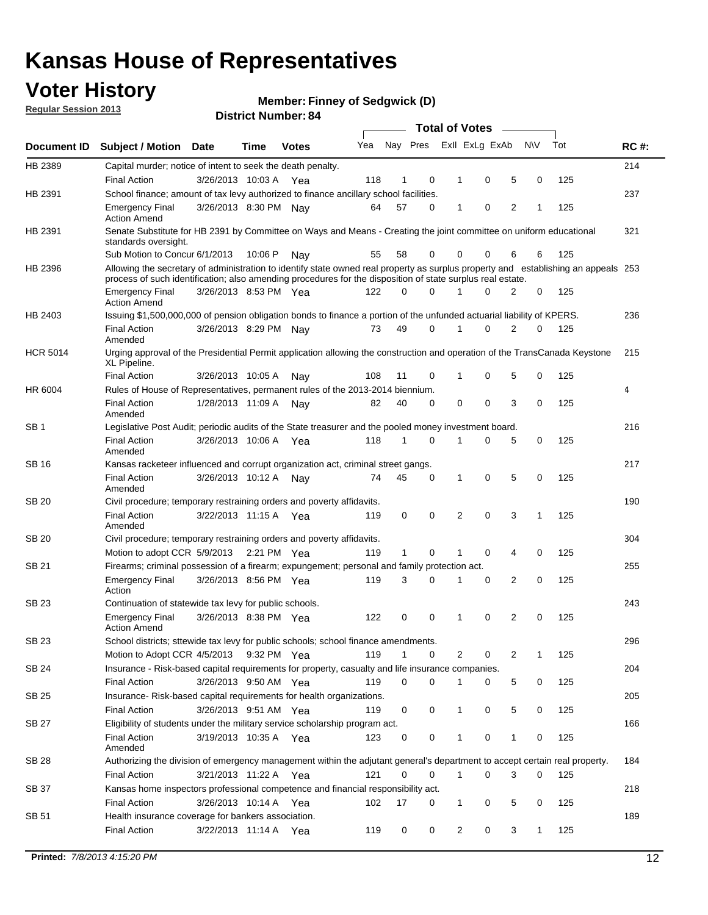# Kansas House of Representatives

## Voter History

**Regular Session 2013**

**Member: Finney of Sedgwick (D)**

**District Number: 84**

| Document ID | Subject / Motion | Date | Time | Votes | Yea | Nay | Pres | ExII | ExLg | ExAb | N\V | Tot | RC #: |
|---|---|---|---|---|---|---|---|---|---|---|---|---|---|
| HB 2389 | Capital murder; notice of intent to seek the death penalty. | | | | | | | | | | | | 214 |
| | Final Action | 3/26/2013 | 10:03 A | Yea | 118 | 1 | 0 | 1 | 0 | 5 | 0 | 125 | |
| HB 2391 | School finance; amount of tax levy authorized to finance ancillary school facilities. | | | | | | | | | | | | 237 |
| | Emergency Final Action Amend | 3/26/2013 | 8:30 PM | Nay | 64 | 57 | 0 | 1 | 0 | 2 | 1 | 125 | |
| HB 2391 | Senate Substitute for HB 2391 by Committee on Ways and Means - Creating the joint committee on uniform educational standards oversight. | | | | | | | | | | | | 321 |
| | Sub Motion to Concur | 6/1/2013 | 10:06 P | Nay | 55 | 58 | 0 | 0 | 0 | 6 | 6 | 125 | |
| HB 2396 | Allowing the secretary of administration to identify state owned real property as surplus property and establishing an appeals process of such identification; also amending procedures for the disposition of state surplus real estate. | | | | | | | | | | | | 253 |
| | Emergency Final Action Amend | 3/26/2013 | 8:53 PM | Yea | 122 | 0 | 0 | 1 | 0 | 2 | 0 | 125 | |
| HB 2403 | Issuing $1,500,000,000 of pension obligation bonds to finance a portion of the unfunded actuarial liability of KPERS. | | | | | | | | | | | | 236 |
| | Final Action Amended | 3/26/2013 | 8:29 PM | Nay | 73 | 49 | 0 | 1 | 0 | 2 | 0 | 125 | |
| HCR 5014 | Urging approval of the Presidential Permit application allowing the construction and operation of the TransCanada Keystone XL Pipeline. | | | | | | | | | | | | 215 |
| | Final Action | 3/26/2013 | 10:05 A | Nay | 108 | 11 | 0 | 1 | 0 | 5 | 0 | 125 | |
| HR 6004 | Rules of House of Representatives, permanent rules of the 2013-2014 biennium. | | | | | | | | | | | | 4 |
| | Final Action Amended | 1/28/2013 | 11:09 A | Nay | 82 | 40 | 0 | 0 | 0 | 3 | 0 | 125 | |
| SB 1 | Legislative Post Audit; periodic audits of the State treasurer and the pooled money investment board. | | | | | | | | | | | | 216 |
| | Final Action Amended | 3/26/2013 | 10:06 A | Yea | 118 | 1 | 0 | 1 | 0 | 5 | 0 | 125 | |
| SB 16 | Kansas racketeer influenced and corrupt organization act, criminal street gangs. | | | | | | | | | | | | 217 |
| | Final Action Amended | 3/26/2013 | 10:12 A | Nay | 74 | 45 | 0 | 1 | 0 | 5 | 0 | 125 | |
| SB 20 | Civil procedure; temporary restraining orders and poverty affidavits. | | | | | | | | | | | | 190 |
| | Final Action Amended | 3/22/2013 | 11:15 A | Yea | 119 | 0 | 0 | 2 | 0 | 3 | 1 | 125 | |
| SB 20 | Civil procedure; temporary restraining orders and poverty affidavits. | | | | | | | | | | | | 304 |
| | Motion to adopt CCR | 5/9/2013 | 2:21 PM | Yea | 119 | 1 | 0 | 1 | 0 | 4 | 0 | 125 | |
| SB 21 | Firearms; criminal possession of a firearm; expungement; personal and family protection act. | | | | | | | | | | | | 255 |
| | Emergency Final Action | 3/26/2013 | 8:56 PM | Yea | 119 | 3 | 0 | 1 | 0 | 2 | 0 | 125 | |
| SB 23 | Continuation of statewide tax levy for public schools. | | | | | | | | | | | | 243 |
| | Emergency Final Action Amend | 3/26/2013 | 8:38 PM | Yea | 122 | 0 | 0 | 1 | 0 | 2 | 0 | 125 | |
| SB 23 | School districts; sttewide tax levy for public schools; school finance amendments. | | | | | | | | | | | | 296 |
| | Motion to Adopt CCR | 4/5/2013 | 9:32 PM | Yea | 119 | 1 | 0 | 2 | 0 | 2 | 1 | 125 | |
| SB 24 | Insurance - Risk-based capital requirements for property, casualty and life insurance companies. | | | | | | | | | | | | 204 |
| | Final Action | 3/26/2013 | 9:50 AM | Yea | 119 | 0 | 0 | 1 | 0 | 5 | 0 | 125 | |
| SB 25 | Insurance- Risk-based capital requirements for health organizations. | | | | | | | | | | | | 205 |
| | Final Action | 3/26/2013 | 9:51 AM | Yea | 119 | 0 | 0 | 1 | 0 | 5 | 0 | 125 | |
| SB 27 | Eligibility of students under the military service scholarship program act. | | | | | | | | | | | | 166 |
| | Final Action Amended | 3/19/2013 | 10:35 A | Yea | 123 | 0 | 0 | 1 | 0 | 1 | 0 | 125 | |
| SB 28 | Authorizing the division of emergency management within the adjutant general's department to accept certain real property. | | | | | | | | | | | | 184 |
| | Final Action | 3/21/2013 | 11:22 A | Yea | 121 | 0 | 0 | 1 | 0 | 3 | 0 | 125 | |
| SB 37 | Kansas home inspectors professional competence and financial responsibility act. | | | | | | | | | | | | 218 |
| | Final Action | 3/26/2013 | 10:14 A | Yea | 102 | 17 | 0 | 1 | 0 | 5 | 0 | 125 | |
| SB 51 | Health insurance coverage for bankers association. | | | | | | | | | | | | 189 |
| | Final Action | 3/22/2013 | 11:14 A | Yea | 119 | 0 | 0 | 2 | 0 | 3 | 1 | 125 | |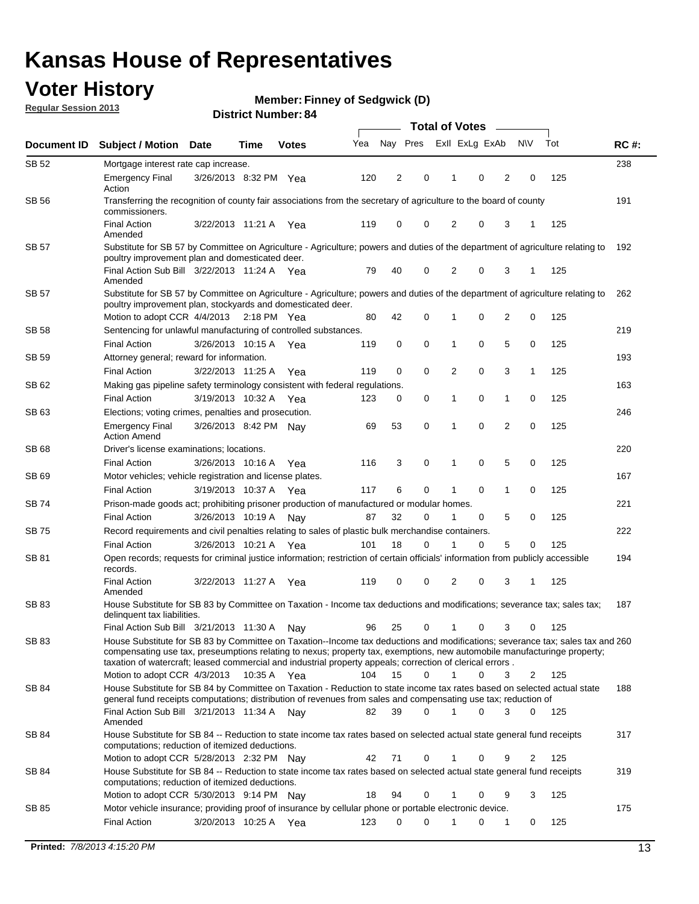# Kansas House of Representatives

## Voter History

**Regular Session 2013**

**Member: Finney of Sedgwick (D)**

**District Number: 84**

| Document ID | Subject / Motion | Date | Time | Votes | Yea | Nay | Pres | ExII | ExLg | ExAb | N\V | Tot | RC #: |
|---|---|---|---|---|---|---|---|---|---|---|---|---|---|
| SB 52 | Mortgage interest rate cap increase. | | | | | | | | | | | | 238 |
| | Emergency Final Action | 3/26/2013 | 8:32 PM | Yea | 120 | 2 | 0 | 1 | 0 | 2 | 0 | 125 | |
| SB 56 | Transferring the recognition of county fair associations from the secretary of agriculture to the board of county commissioners. | | | | | | | | | | | | 191 |
| | Final Action Amended | 3/22/2013 | 11:21 A | Yea | 119 | 0 | 0 | 2 | 0 | 3 | 1 | 125 | |
| SB 57 | Substitute for SB 57 by Committee on Agriculture - Agriculture; powers and duties of the department of agriculture relating to poultry improvement plan and domesticated deer. | | | | | | | | | | | | 192 |
| | Final Action Sub Bill Amended | 3/22/2013 | 11:24 A | Yea | 79 | 40 | 0 | 2 | 0 | 3 | 1 | 125 | |
| SB 57 | Substitute for SB 57 by Committee on Agriculture - Agriculture; powers and duties of the department of agriculture relating to poultry improvement plan, stockyards and domesticated deer. | | | | | | | | | | | | 262 |
| | Motion to adopt CCR | 4/4/2013 | 2:18 PM | Yea | 80 | 42 | 0 | 1 | 0 | 2 | 0 | 125 | |
| SB 58 | Sentencing for unlawful manufacturing of controlled substances. | | | | | | | | | | | | 219 |
| | Final Action | 3/26/2013 | 10:15 A | Yea | 119 | 0 | 0 | 1 | 0 | 5 | 0 | 125 | |
| SB 59 | Attorney general; reward for information. | | | | | | | | | | | | 193 |
| | Final Action | 3/22/2013 | 11:25 A | Yea | 119 | 0 | 0 | 2 | 0 | 3 | 1 | 125 | |
| SB 62 | Making gas pipeline safety terminology consistent with federal regulations. | | | | | | | | | | | | 163 |
| | Final Action | 3/19/2013 | 10:32 A | Yea | 123 | 0 | 0 | 1 | 0 | 1 | 0 | 125 | |
| SB 63 | Elections; voting crimes, penalties and prosecution. | | | | | | | | | | | | 246 |
| | Emergency Final Action Amend | 3/26/2013 | 8:42 PM | Nay | 69 | 53 | 0 | 1 | 0 | 2 | 0 | 125 | |
| SB 68 | Driver's license examinations; locations. | | | | | | | | | | | | 220 |
| | Final Action | 3/26/2013 | 10:16 A | Yea | 116 | 3 | 0 | 1 | 0 | 5 | 0 | 125 | |
| SB 69 | Motor vehicles; vehicle registration and license plates. | | | | | | | | | | | | 167 |
| | Final Action | 3/19/2013 | 10:37 A | Yea | 117 | 6 | 0 | 1 | 0 | 1 | 0 | 125 | |
| SB 74 | Prison-made goods act; prohibiting prisoner production of manufactured or modular homes. | | | | | | | | | | | | 221 |
| | Final Action | 3/26/2013 | 10:19 A | Nay | 87 | 32 | 0 | 1 | 0 | 5 | 0 | 125 | |
| SB 75 | Record requirements and civil penalties relating to sales of plastic bulk merchandise containers. | | | | | | | | | | | | 222 |
| | Final Action | 3/26/2013 | 10:21 A | Yea | 101 | 18 | 0 | 1 | 0 | 5 | 0 | 125 | |
| SB 81 | Open records; requests for criminal justice information; restriction of certain officials' information from publicly accessible records. | | | | | | | | | | | | 194 |
| | Final Action Amended | 3/22/2013 | 11:27 A | Yea | 119 | 0 | 0 | 2 | 0 | 3 | 1 | 125 | |
| SB 83 | House Substitute for SB 83 by Committee on Taxation - Income tax deductions and modifications; severance tax; sales tax; delinquent tax liabilities. | | | | | | | | | | | | 187 |
| | Final Action Sub Bill | 3/21/2013 | 11:30 A | Nay | 96 | 25 | 0 | 1 | 0 | 3 | 0 | 125 | |
| SB 83 | House Substitute for SB 83 by Committee on Taxation--Income tax deductions and modifications; severance tax; sales tax and compensating use tax, preseumptions relating to nexus; property tax, exemptions, new automobile manufacturinge property; taxation of watercraft; leased commercial and industrial property appeals; correction of clerical errors . | | | | | | | | | | | | 260 |
| | Motion to adopt CCR | 4/3/2013 | 10:35 A | Yea | 104 | 15 | 0 | 1 | 0 | 3 | 2 | 125 | |
| SB 84 | House Substitute for SB 84 by Committee on Taxation - Reduction to state income tax rates based on selected actual state general fund receipts computations; distribution of revenues from sales and compensating use tax; reduction of | | | | | | | | | | | | 188 |
| | Final Action Sub Bill Amended | 3/21/2013 | 11:34 A | Nay | 82 | 39 | 0 | 1 | 0 | 3 | 0 | 125 | |
| SB 84 | House Substitute for SB 84 -- Reduction to state income tax rates based on selected actual state general fund receipts computations; reduction of itemized deductions. | | | | | | | | | | | | 317 |
| | Motion to adopt CCR | 5/28/2013 | 2:32 PM | Nay | 42 | 71 | 0 | 1 | 0 | 9 | 2 | 125 | |
| SB 84 | House Substitute for SB 84 -- Reduction to state income tax rates based on selected actual state general fund receipts computations; reduction of itemized deductions. | | | | | | | | | | | | 319 |
| | Motion to adopt CCR | 5/30/2013 | 9:14 PM | Nay | 18 | 94 | 0 | 1 | 0 | 9 | 3 | 125 | |
| SB 85 | Motor vehicle insurance; providing proof of insurance by cellular phone or portable electronic device. | | | | | | | | | | | | 175 |
| | Final Action | 3/20/2013 | 10:25 A | Yea | 123 | 0 | 0 | 1 | 0 | 1 | 0 | 125 | |

**Printed:** 7/8/2013 4:15:20 PM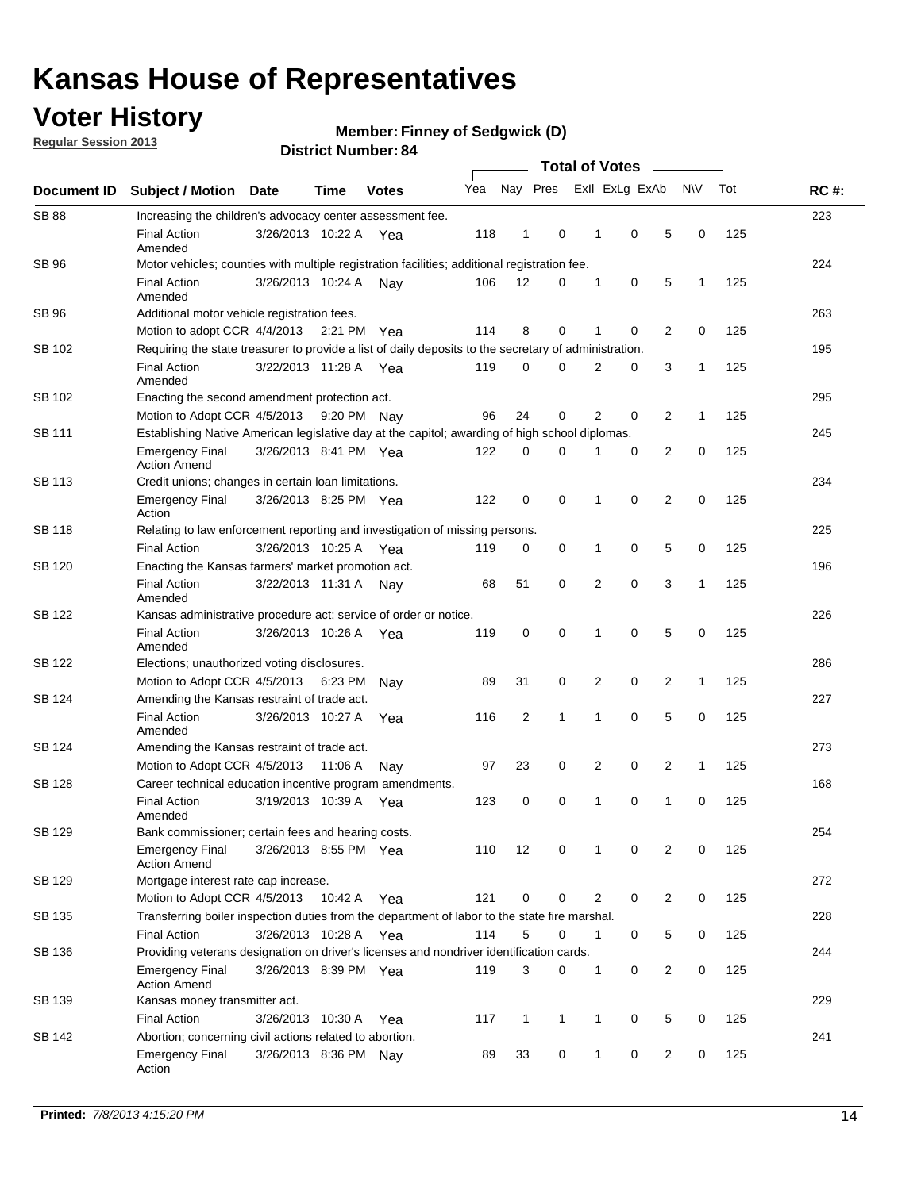# Kansas House of Representatives

## Voter History

**Regular Session 2013**

**Member: Finney of Sedgwick (D)**

**District Number: 84**

| Document ID | Subject / Motion | Date | Time | Votes | Yea | Nay | Pres | ExII | ExLg | ExAb | N\V | Tot | RC #: |
|---|---|---|---|---|---|---|---|---|---|---|---|---|---|
| SB 88 | Increasing the children's advocacy center assessment fee. | | | | | | | | | | | | 223 |
| | Final Action Amended | 3/26/2013 | 10:22 A | Yea | 118 | 1 | 0 | 1 | 0 | 5 | 0 | 125 | |
| SB 96 | Motor vehicles; counties with multiple registration facilities; additional registration fee. | | | | | | | | | | | | 224 |
| | Final Action Amended | 3/26/2013 | 10:24 A | Nay | 106 | 12 | 0 | 1 | 0 | 5 | 1 | 125 | |
| SB 96 | Additional motor vehicle registration fees. | | | | | | | | | | | | 263 |
| | Motion to adopt CCR | 4/4/2013 | 2:21 PM | Yea | 114 | 8 | 0 | 1 | 0 | 2 | 0 | 125 | |
| SB 102 | Requiring the state treasurer to provide a list of daily deposits to the secretary of administration. | | | | | | | | | | | | 195 |
| | Final Action Amended | 3/22/2013 | 11:28 A | Yea | 119 | 0 | 0 | 2 | 0 | 3 | 1 | 125 | |
| SB 102 | Enacting the second amendment protection act. | | | | | | | | | | | | 295 |
| | Motion to Adopt CCR | 4/5/2013 | 9:20 PM | Nay | 96 | 24 | 0 | 2 | 0 | 2 | 1 | 125 | |
| SB 111 | Establishing Native American legislative day at the capitol; awarding of high school diplomas. | | | | | | | | | | | | 245 |
| | Emergency Final Action Amend | 3/26/2013 | 8:41 PM | Yea | 122 | 0 | 0 | 1 | 0 | 2 | 0 | 125 | |
| SB 113 | Credit unions; changes in certain loan limitations. | | | | | | | | | | | | 234 |
| | Emergency Final Action | 3/26/2013 | 8:25 PM | Yea | 122 | 0 | 0 | 1 | 0 | 2 | 0 | 125 | |
| SB 118 | Relating to law enforcement reporting and investigation of missing persons. | | | | | | | | | | | | 225 |
| | Final Action | 3/26/2013 | 10:25 A | Yea | 119 | 0 | 0 | 1 | 0 | 5 | 0 | 125 | |
| SB 120 | Enacting the Kansas farmers' market promotion act. | | | | | | | | | | | | 196 |
| | Final Action Amended | 3/22/2013 | 11:31 A | Nay | 68 | 51 | 0 | 2 | 0 | 3 | 1 | 125 | |
| SB 122 | Kansas administrative procedure act; service of order or notice. | | | | | | | | | | | | 226 |
| | Final Action Amended | 3/26/2013 | 10:26 A | Yea | 119 | 0 | 0 | 1 | 0 | 5 | 0 | 125 | |
| SB 122 | Elections; unauthorized voting disclosures. | | | | | | | | | | | | 286 |
| | Motion to Adopt CCR | 4/5/2013 | 6:23 PM | Nay | 89 | 31 | 0 | 2 | 0 | 2 | 1 | 125 | |
| SB 124 | Amending the Kansas restraint of trade act. | | | | | | | | | | | | 227 |
| | Final Action Amended | 3/26/2013 | 10:27 A | Yea | 116 | 2 | 1 | 1 | 0 | 5 | 0 | 125 | |
| SB 124 | Amending the Kansas restraint of trade act. | | | | | | | | | | | | 273 |
| | Motion to Adopt CCR | 4/5/2013 | 11:06 A | Nay | 97 | 23 | 0 | 2 | 0 | 2 | 1 | 125 | |
| SB 128 | Career technical education incentive program amendments. | | | | | | | | | | | | 168 |
| | Final Action Amended | 3/19/2013 | 10:39 A | Yea | 123 | 0 | 0 | 1 | 0 | 1 | 0 | 125 | |
| SB 129 | Bank commissioner; certain fees and hearing costs. | | | | | | | | | | | | 254 |
| | Emergency Final Action Amend | 3/26/2013 | 8:55 PM | Yea | 110 | 12 | 0 | 1 | 0 | 2 | 0 | 125 | |
| SB 129 | Mortgage interest rate cap increase. | | | | | | | | | | | | 272 |
| | Motion to Adopt CCR | 4/5/2013 | 10:42 A | Yea | 121 | 0 | 0 | 2 | 0 | 2 | 0 | 125 | |
| SB 135 | Transferring boiler inspection duties from the department of labor to the state fire marshal. | | | | | | | | | | | | 228 |
| | Final Action | 3/26/2013 | 10:28 A | Yea | 114 | 5 | 0 | 1 | 0 | 5 | 0 | 125 | |
| SB 136 | Providing veterans designation on driver's licenses and nondriver identification cards. | | | | | | | | | | | | 244 |
| | Emergency Final Action Amend | 3/26/2013 | 8:39 PM | Yea | 119 | 3 | 0 | 1 | 0 | 2 | 0 | 125 | |
| SB 139 | Kansas money transmitter act. | | | | | | | | | | | | 229 |
| | Final Action | 3/26/2013 | 10:30 A | Yea | 117 | 1 | 1 | 1 | 0 | 5 | 0 | 125 | |
| SB 142 | Abortion; concerning civil actions related to abortion. | | | | | | | | | | | | 241 |
| | Emergency Final Action | 3/26/2013 | 8:36 PM | Nay | 89 | 33 | 0 | 1 | 0 | 2 | 0 | 125 | |

**Printed:** *7/8/2013 4:15:20 PM*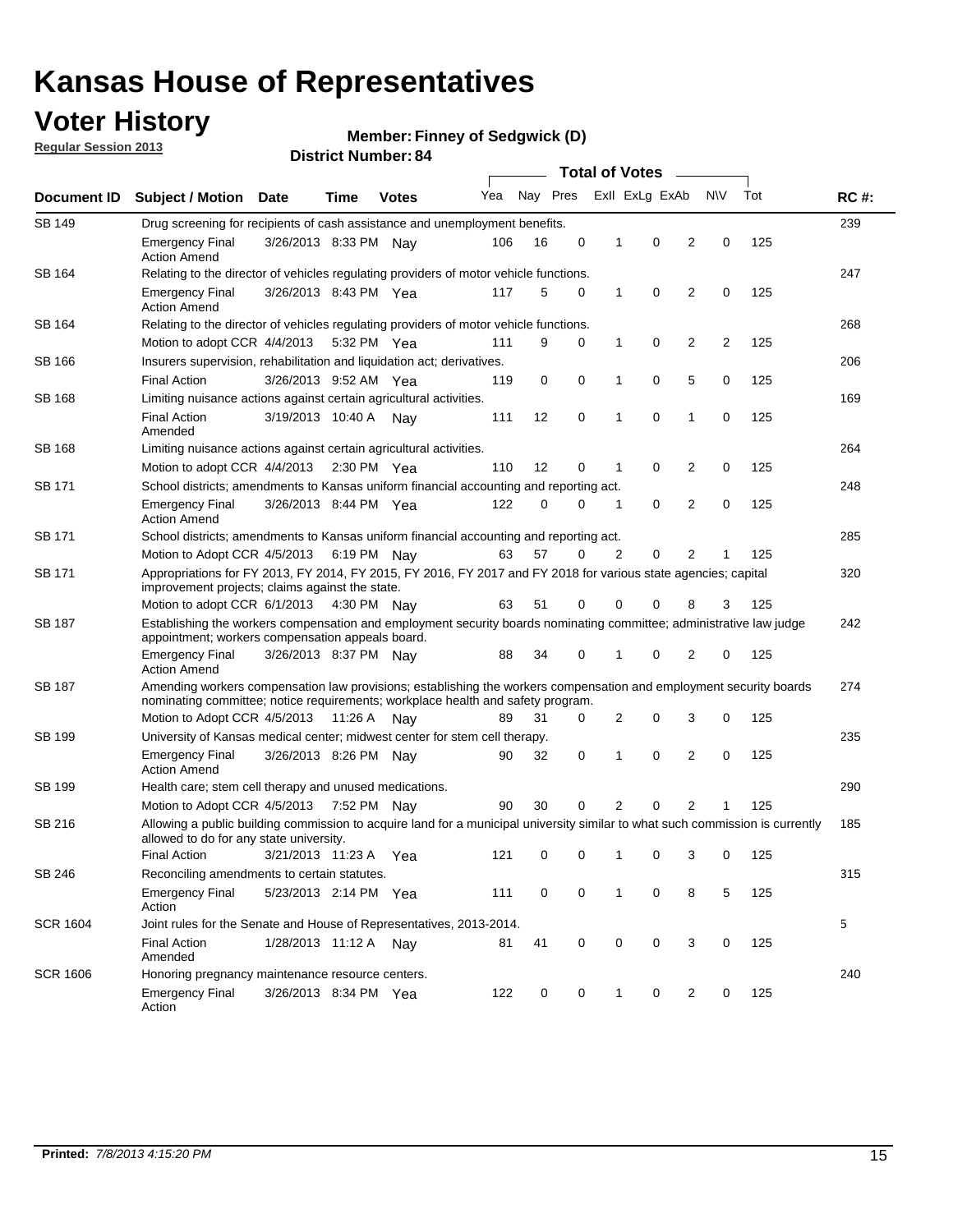# Kansas House of Representatives

## Voter History

**Regular Session 2013**

**Member: Finney of Sedgwick (D)**

**District Number: 84**

| Document ID | Subject / Motion | Date | Time | Votes | Yea | Nay | Pres | ExII | ExLg | ExAb | N\V | Tot | RC #: |
|---|---|---|---|---|---|---|---|---|---|---|---|---|---|
| SB 149 | Drug screening for recipients of cash assistance and unemployment benefits. | | | | | | | | | | | | 239 |
| | Emergency Final Action Amend | 3/26/2013 | 8:33 PM | Nay | 106 | 16 | 0 | 1 | 0 | 2 | 0 | 125 | |
| SB 164 | Relating to the director of vehicles regulating providers of motor vehicle functions. | | | | | | | | | | | | 247 |
| | Emergency Final Action Amend | 3/26/2013 | 8:43 PM | Yea | 117 | 5 | 0 | 1 | 0 | 2 | 0 | 125 | |
| SB 164 | Relating to the director of vehicles regulating providers of motor vehicle functions. | | | | | | | | | | | | 268 |
| | Motion to adopt CCR | 4/4/2013 | 5:32 PM | Yea | 111 | 9 | 0 | 1 | 0 | 2 | 2 | 125 | |
| SB 166 | Insurers supervision, rehabilitation and liquidation act; derivatives. | | | | | | | | | | | | 206 |
| | Final Action | 3/26/2013 | 9:52 AM | Yea | 119 | 0 | 0 | 1 | 0 | 5 | 0 | 125 | |
| SB 168 | Limiting nuisance actions against certain agricultural activities. | | | | | | | | | | | | 169 |
| | Final Action Amended | 3/19/2013 | 10:40 A | Nay | 111 | 12 | 0 | 1 | 0 | 1 | 0 | 125 | |
| SB 168 | Limiting nuisance actions against certain agricultural activities. | | | | | | | | | | | | 264 |
| | Motion to adopt CCR | 4/4/2013 | 2:30 PM | Yea | 110 | 12 | 0 | 1 | 0 | 2 | 0 | 125 | |
| SB 171 | School districts; amendments to Kansas uniform financial accounting and reporting act. | | | | | | | | | | | | 248 |
| | Emergency Final Action Amend | 3/26/2013 | 8:44 PM | Yea | 122 | 0 | 0 | 1 | 0 | 2 | 0 | 125 | |
| SB 171 | School districts; amendments to Kansas uniform financial accounting and reporting act. | | | | | | | | | | | | 285 |
| | Motion to Adopt CCR | 4/5/2013 | 6:19 PM | Nay | 63 | 57 | 0 | 2 | 0 | 2 | 1 | 125 | |
| SB 171 | Appropriations for FY 2013, FY 2014, FY 2015, FY 2016, FY 2017 and FY 2018 for various state agencies; capital improvement projects; claims against the state. | | | | | | | | | | | | 320 |
| | Motion to adopt CCR | 6/1/2013 | 4:30 PM | Nay | 63 | 51 | 0 | 0 | 0 | 8 | 3 | 125 | |
| SB 187 | Establishing the workers compensation and employment security boards nominating committee; administrative law judge appointment; workers compensation appeals board. | | | | | | | | | | | | 242 |
| | Emergency Final Action Amend | 3/26/2013 | 8:37 PM | Nay | 88 | 34 | 0 | 1 | 0 | 2 | 0 | 125 | |
| SB 187 | Amending workers compensation law provisions; establishing the workers compensation and employment security boards nominating committee; notice requirements; workplace health and safety program. | | | | | | | | | | | | 274 |
| | Motion to Adopt CCR | 4/5/2013 | 11:26 A | Nay | 89 | 31 | 0 | 2 | 0 | 3 | 0 | 125 | |
| SB 199 | University of Kansas medical center; midwest center for stem cell therapy. | | | | | | | | | | | | 235 |
| | Emergency Final Action Amend | 3/26/2013 | 8:26 PM | Nay | 90 | 32 | 0 | 1 | 0 | 2 | 0 | 125 | |
| SB 199 | Health care; stem cell therapy and unused medications. | | | | | | | | | | | | 290 |
| | Motion to Adopt CCR | 4/5/2013 | 7:52 PM | Nay | 90 | 30 | 0 | 2 | 0 | 2 | 1 | 125 | |
| SB 216 | Allowing a public building commission to acquire land for a municipal university similar to what such commission is currently allowed to do for any state university. | | | | | | | | | | | | 185 |
| | Final Action | 3/21/2013 | 11:23 A | Yea | 121 | 0 | 0 | 1 | 0 | 3 | 0 | 125 | |
| SB 246 | Reconciling amendments to certain statutes. | | | | | | | | | | | | 315 |
| | Emergency Final Action | 5/23/2013 | 2:14 PM | Yea | 111 | 0 | 0 | 1 | 0 | 8 | 5 | 125 | |
| SCR 1604 | Joint rules for the Senate and House of Representatives, 2013-2014. | | | | | | | | | | | | 5 |
| | Final Action Amended | 1/28/2013 | 11:12 A | Nay | 81 | 41 | 0 | 0 | 0 | 3 | 0 | 125 | |
| SCR 1606 | Honoring pregnancy maintenance resource centers. | | | | | | | | | | | | 240 |
| | Emergency Final Action | 3/26/2013 | 8:34 PM | Yea | 122 | 0 | 0 | 1 | 0 | 2 | 0 | 125 | |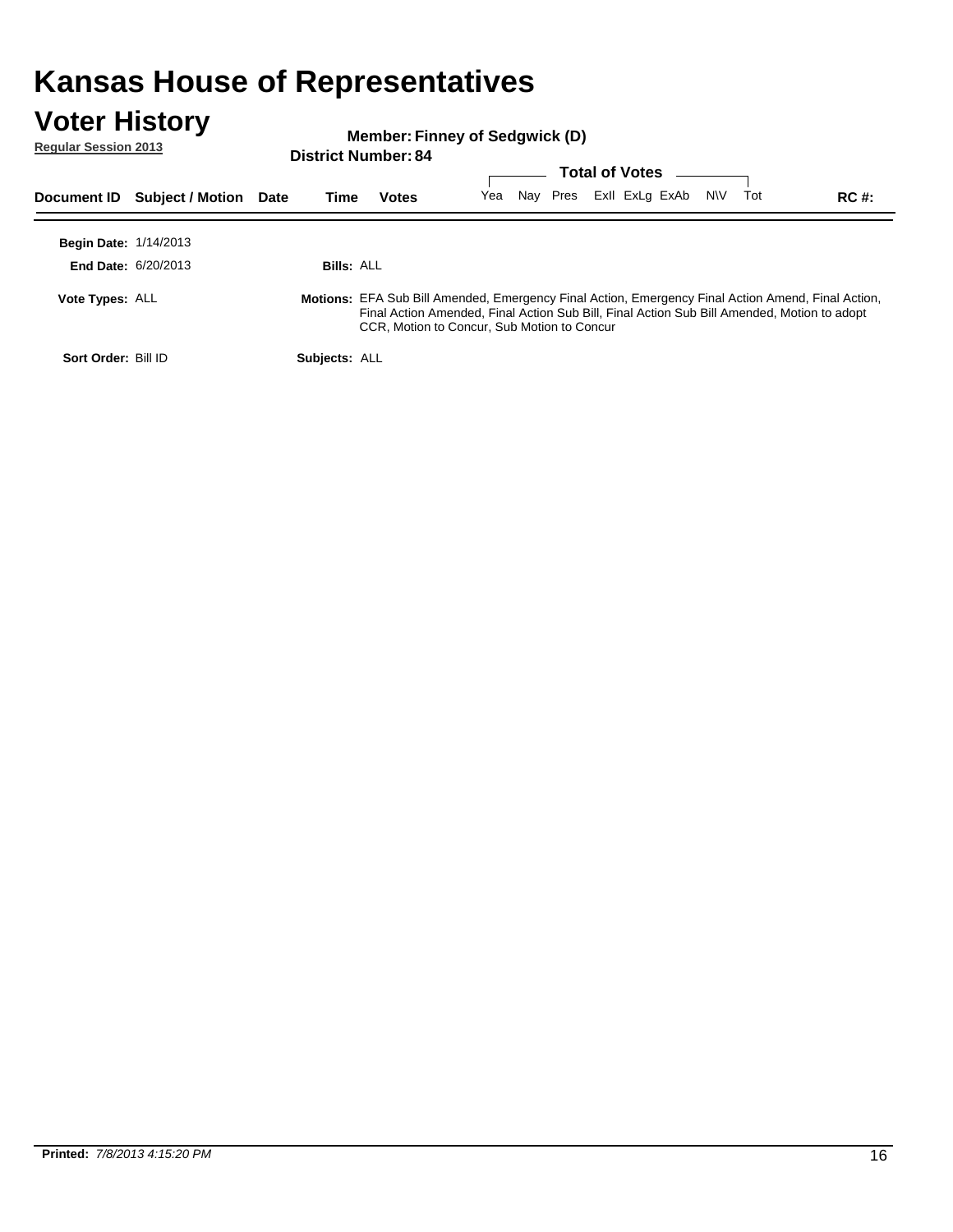# Kansas House of Representatives

## Voter History

**Regular Session 2013**

**Member: Finney of Sedgwick (D)**

**District Number: 84**

| Document ID | Subject / Motion | Date | Time | Votes | Yea | Nay | Pres | ExII | ExLg | ExAb | N\V | Tot | RC #: |
|---|---|---|---|---|---|---|---|---|---|---|---|---|---|

**Begin Date:** 1/14/2013

**End Date:** 6/20/2013

**Bills:** ALL

**Vote Types:** ALL

**Motions:** EFA Sub Bill Amended, Emergency Final Action, Emergency Final Action Amend, Final Action, Final Action Amended, Final Action Sub Bill, Final Action Sub Bill Amended, Motion to adopt CCR, Motion to Concur, Sub Motion to Concur

**Sort Order:** Bill ID

**Subjects:** ALL

**Printed:** *7/8/2013 4:15:20 PM*